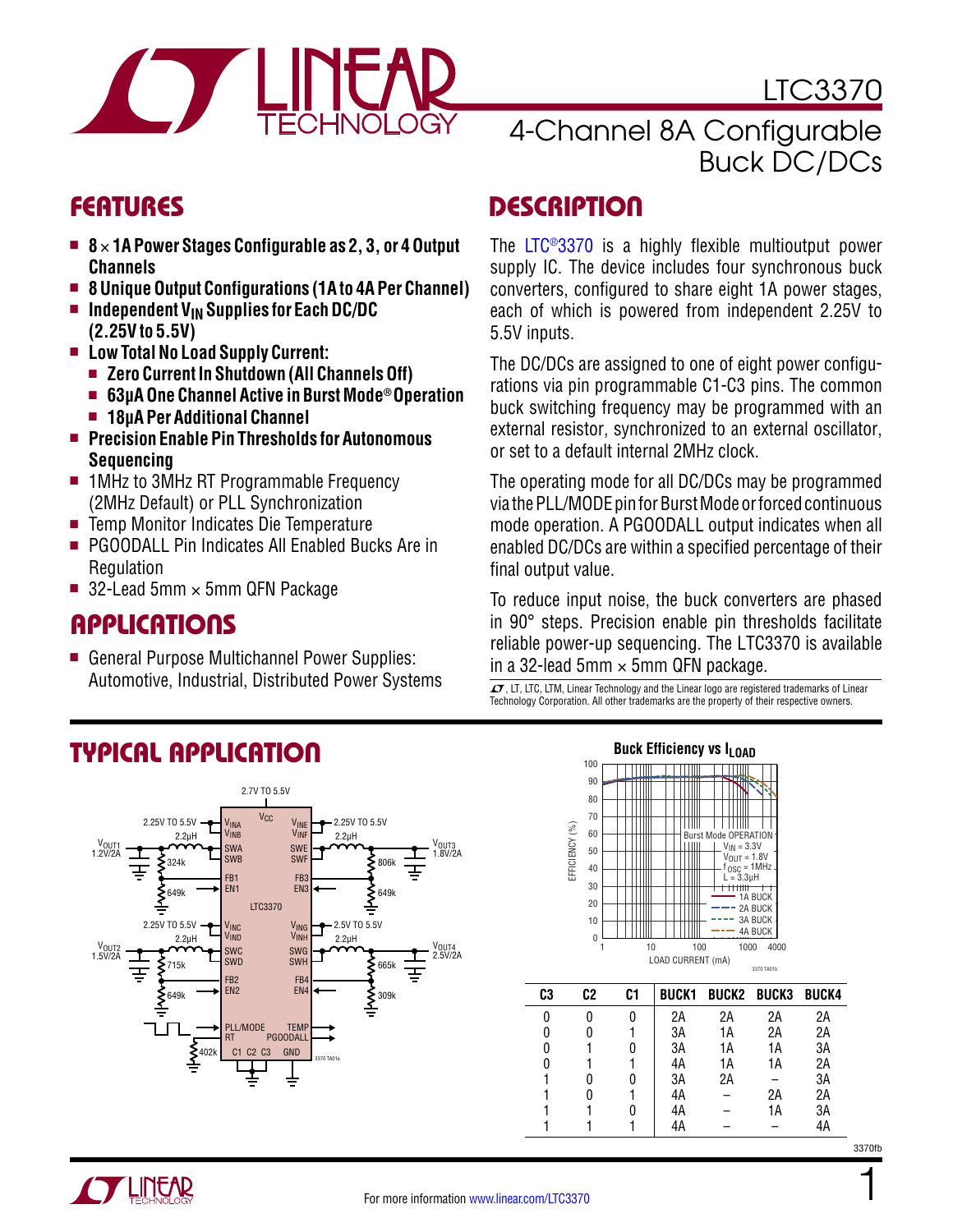# LTC3370

## 4-Channel 8A Configurable Buck DC/DCs

## FEATURES

- **8 × 1A Power Stages Configurable as 2, 3, or 4 Output Channels**
- **8 Unique Output Configurations (1A to 4A Per Channel)**
- **Independent $V_{IN}$ Supplies for Each DC/DC (2.25V to 5.5V)**
- **Low Total No Load Supply Current:**
  - **Zero Current In Shutdown (All Channels Off)**
  - **63μA One Channel Active in Burst Mode® Operation**
  - **18μA Per Additional Channel**
- **Precision Enable Pin Thresholds for Autonomous Sequencing**
- 1MHz to 3MHz RT Programmable Frequency (2MHz Default) or PLL Synchronization
- Temp Monitor Indicates Die Temperature
- PGOODALL Pin Indicates All Enabled Bucks Are in Regulation
- 32-Lead 5mm × 5mm QFN Package

## APPLICATIONS

- General Purpose Multichannel Power Supplies: Automotive, Industrial, Distributed Power Systems

## DESCRIPTION

The LTC®3370 is a highly flexible multioutput power supply IC. The device includes four synchronous buck converters, configured to share eight 1A power stages, each of which is powered from independent 2.25V to 5.5V inputs.

The DC/DCs are assigned to one of eight power configurations via pin programmable C1-C3 pins. The common buck switching frequency may be programmed with an external resistor, synchronized to an external oscillator, or set to a default internal 2MHz clock.

The operating mode for all DC/DCs may be programmed via the PLL/MODE pin for Burst Mode or forced continuous mode operation. A PGOODALL output indicates when all enabled DC/DCs are within a specified percentage of their final output value.

To reduce input noise, the buck converters are phased in 90° steps. Precision enable pin thresholds facilitate reliable power-up sequencing. The LTC3370 is available in a 32-lead 5mm × 5mm QFN package.

LT, LTC, LTM, Linear Technology and the Linear logo are registered trademarks of Linear Technology Corporation. All other trademarks are the property of their respective owners.

## TYPICAL APPLICATION

Buck Efficiency vs $I_{LOAD}$

| C3 | C2 | C1 | BUCK1 | BUCK2 | BUCK3 | BUCK4 |
|---|---|---|---|---|---|---|
| 0 | 0 | 0 | 2A | 2A | 2A | 2A |
| 0 | 0 | 1 | 3A | 1A | 2A | 2A |
| 0 | 1 | 0 | 3A | 1A | 1A | 3A |
| 0 | 1 | 1 | 4A | 1A | 1A | 2A |
| 1 | 0 | 0 | 3A | 2A | – | 3A |
| 1 | 0 | 1 | 4A | – | 2A | 2A |
| 1 | 1 | 0 | 4A | – | 1A | 3A |
| 1 | 1 | 1 | 4A | – | – | 4A |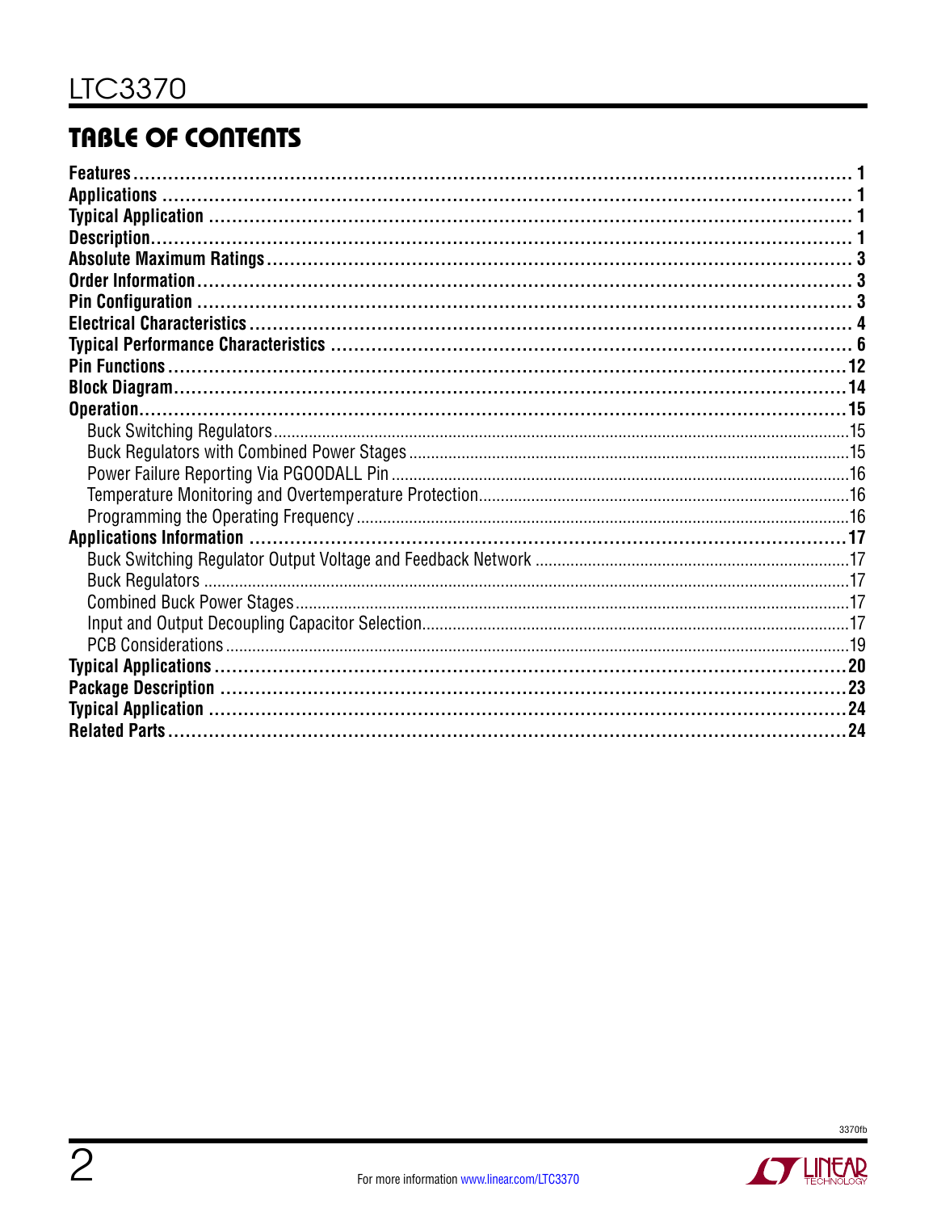# TABLE OF CONTENTS

**Features** ........................................................................................................ 1
**Applications** .................................................................................................... 1
**Typical Application** ......................................................................................... 1
**Description** ...................................................................................................... 1
**Absolute Maximum Ratings** ............................................................................ 3
**Order Information** ........................................................................................... 3
**Pin Configuration** ........................................................................................... 3
**Electrical Characteristics** ................................................................................ 4
**Typical Performance Characteristics** ............................................................. 6
**Pin Functions** .................................................................................................. 12
**Block Diagram** ................................................................................................. 14
**Operation** ......................................................................................................... 15
- Buck Switching Regulators ............................................................................. 15
- Buck Regulators with Combined Power Stages .............................................. 15
- Power Failure Reporting Via PGOODALL Pin ................................................... 16
- Temperature Monitoring and Overtemperature Protection .............................. 16
- Programming the Operating Frequency .......................................................... 16

**Applications Information** ................................................................................ 17
- Buck Switching Regulator Output Voltage and Feedback Network ................. 17
- Buck Regulators ............................................................................................. 17
- Combined Buck Power Stages ....................................................................... 17
- Input and Output Decoupling Capacitor Selection .......................................... 17
- PCB Considerations ....................................................................................... 19

**Typical Applications** ........................................................................................ 20
**Package Description** ....................................................................................... 23
**Typical Application** .......................................................................................... 24
**Related Parts** ................................................................................................... 24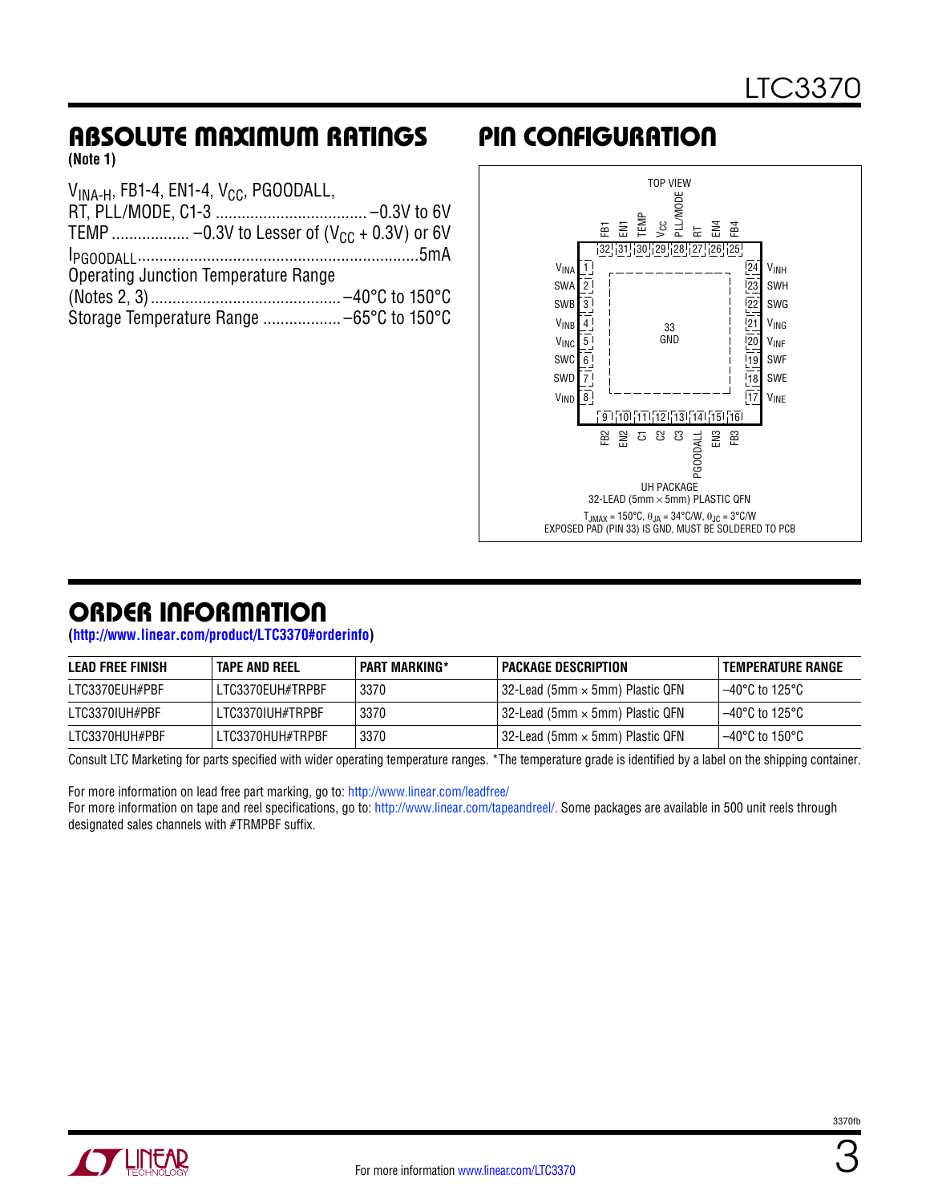## ABSOLUTE MAXIMUM RATINGS

**(Note 1)**

$V_{INA-H}$, FB1-4, EN1-4, $V_{CC}$, PGOODALL, RT, PLL/MODE, C1-3 .................................. –0.3V to 6V
TEMP .................. –0.3V to Lesser of ($V_{CC}$ + 0.3V) or 6V
$I_{PGOODALL}$ ................................................................5mA
Operating Junction Temperature Range (Notes 2, 3) ............................................ –40°C to 150°C
Storage Temperature Range .................. –65°C to 150°C

## PIN CONFIGURATION

TOP VIEW

Top pins (32–25): FB1 (32), EN1 (31), TEMP (30), $V_{CC}$ (29), PLL/MODE (28), RT (27), EN4 (26), FB4 (25)

Left pins (1–8): $V_{INA}$ (1), SWA (2), SWB (3), $V_{INB}$ (4), $V_{INC}$ (5), SWC (6), SWD (7), $V_{IND}$ (8)

Bottom pins (9–16): FB2 (9), EN2 (10), C1 (11), C2 (12), C3 (13), PGOODALL (14), EN3 (15), FB3 (16)

Right pins (24–17): $V_{INH}$ (24), SWH (23), SWG (22), $V_{ING}$ (21), $V_{INF}$ (20), SWF (19), SWE (18), $V_{INE}$ (17)

33 GND

UH PACKAGE
32-LEAD (5mm × 5mm) PLASTIC QFN

$T_{JMAX}$ = 150°C, $\theta_{JA}$ = 34°C/W, $\theta_{JC}$ = 3°C/W
EXPOSED PAD (PIN 33) IS GND, MUST BE SOLDERED TO PCB

## ORDER INFORMATION

(http://www.linear.com/product/LTC3370#orderinfo)

| LEAD FREE FINISH | TAPE AND REEL | PART MARKING* | PACKAGE DESCRIPTION | TEMPERATURE RANGE |
|---|---|---|---|---|
| LTC3370EUH#PBF | LTC3370EUH#TRPBF | 3370 | 32-Lead (5mm × 5mm) Plastic QFN | –40°C to 125°C |
| LTC3370IUH#PBF | LTC3370IUH#TRPBF | 3370 | 32-Lead (5mm × 5mm) Plastic QFN | –40°C to 125°C |
| LTC3370HUH#PBF | LTC3370HUH#TRPBF | 3370 | 32-Lead (5mm × 5mm) Plastic QFN | –40°C to 150°C |

Consult LTC Marketing for parts specified with wider operating temperature ranges. *The temperature grade is identified by a label on the shipping container.

For more information on lead free part marking, go to: http://www.linear.com/leadfree/
For more information on tape and reel specifications, go to: http://www.linear.com/tapeandreel/. Some packages are available in 500 unit reels through designated sales channels with #TRMPBF suffix.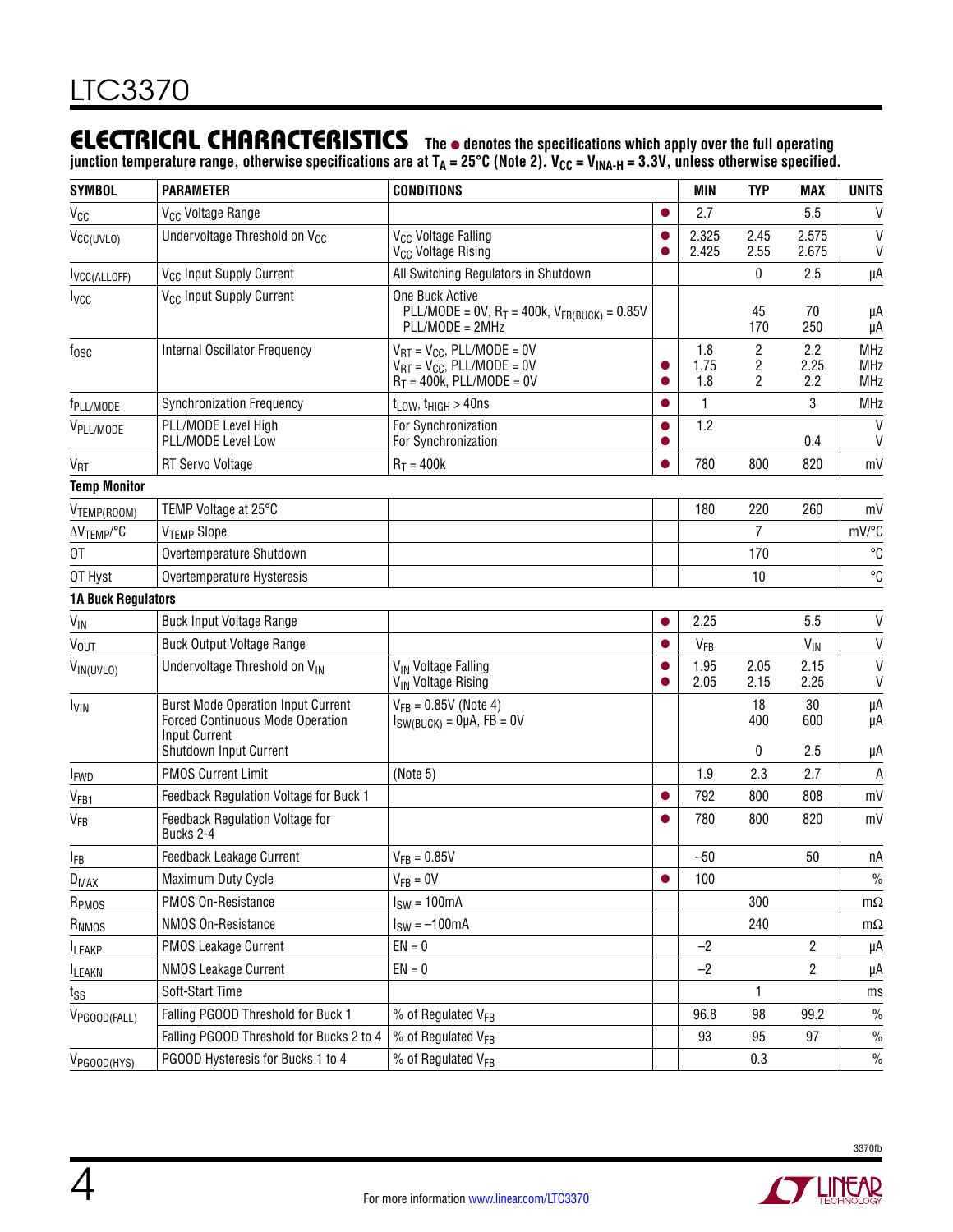## ELECTRICAL CHARACTERISTICS

**The ● denotes the specifications which apply over the full operating junction temperature range, otherwise specifications are at $T_A$ = 25°C (Note 2). $V_{CC}$ = $V_{INA-H}$ = 3.3V, unless otherwise specified.**

| SYMBOL | PARAMETER | CONDITIONS | | MIN | TYP | MAX | UNITS |
|---|---|---|---|---|---|---|---|
| $V_{CC}$ | $V_{CC}$ Voltage Range | | ● | 2.7 | | 5.5 | V |
| $V_{CC(UVLO)}$ | Undervoltage Threshold on $V_{CC}$ | $V_{CC}$ Voltage Falling<br>$V_{CC}$ Voltage Rising | ●<br>● | 2.325<br>2.425 | 2.45<br>2.55 | 2.575<br>2.675 | V<br>V |
| $I_{VCC(ALLOFF)}$ | $V_{CC}$ Input Supply Current | All Switching Regulators in Shutdown | | | 0 | 2.5 | μA |
| $I_{VCC}$ | $V_{CC}$ Input Supply Current | One Buck Active<br>PLL/MODE = 0V, $R_T$ = 400k, $V_{FB(BUCK)}$ = 0.85V<br>PLL/MODE = 2MHz | | | <br>45<br>170 | <br>70<br>250 | <br>μA<br>μA |
| $f_{OSC}$ | Internal Oscillator Frequency | $V_{RT}$ = $V_{CC}$, PLL/MODE = 0V<br>$V_{RT}$ = $V_{CC}$, PLL/MODE = 0V<br>$R_T$ = 400k, PLL/MODE = 0V | <br>●<br>● | 1.8<br>1.75<br>1.8 | 2<br>2<br>2 | 2.2<br>2.25<br>2.2 | MHz<br>MHz<br>MHz |
| $f_{PLL/MODE}$ | Synchronization Frequency | $t_{LOW}$, $t_{HIGH}$ > 40ns | ● | 1 | | 3 | MHz |
| $V_{PLL/MODE}$ | PLL/MODE Level High<br>PLL/MODE Level Low | For Synchronization<br>For Synchronization | ●<br>● | 1.2 | | <br>0.4 | V<br>V |
| $V_{RT}$ | RT Servo Voltage | $R_T$ = 400k | ● | 780 | 800 | 820 | mV |
| **Temp Monitor** | | | | | | | |
| $V_{TEMP(ROOM)}$ | TEMP Voltage at 25°C | | | 180 | 220 | 260 | mV |
| $\Delta V_{TEMP}$/°C | $V_{TEMP}$ Slope | | | | 7 | | mV/°C |
| OT | Overtemperature Shutdown | | | | 170 | | °C |
| OT Hyst | Overtemperature Hysteresis | | | | 10 | | °C |
| **1A Buck Regulators** | | | | | | | |
| $V_{IN}$ | Buck Input Voltage Range | | ● | 2.25 | | 5.5 | V |
| $V_{OUT}$ | Buck Output Voltage Range | | ● | $V_{FB}$ | | $V_{IN}$ | V |
| $V_{IN(UVLO)}$ | Undervoltage Threshold on $V_{IN}$ | $V_{IN}$ Voltage Falling<br>$V_{IN}$ Voltage Rising | ●<br>● | 1.95<br>2.05 | 2.05<br>2.15 | 2.15<br>2.25 | V<br>V |
| $I_{VIN}$ | Burst Mode Operation Input Current<br>Forced Continuous Mode Operation Input Current<br>Shutdown Input Current | $V_{FB}$ = 0.85V (Note 4)<br>$I_{SW(BUCK)}$ = 0μA, FB = 0V | | | 18<br>400<br>0 | 30<br>600<br>2.5 | μA<br>μA<br>μA |
| $I_{FWD}$ | PMOS Current Limit | (Note 5) | | 1.9 | 2.3 | 2.7 | A |
| $V_{FB1}$ | Feedback Regulation Voltage for Buck 1 | | ● | 792 | 800 | 808 | mV |
| $V_{FB}$ | Feedback Regulation Voltage for Bucks 2-4 | | ● | 780 | 800 | 820 | mV |
| $I_{FB}$ | Feedback Leakage Current | $V_{FB}$ = 0.85V | | –50 | | 50 | nA |
| $D_{MAX}$ | Maximum Duty Cycle | $V_{FB}$ = 0V | ● | 100 | | | % |
| $R_{PMOS}$ | PMOS On-Resistance | $I_{SW}$ = 100mA | | | 300 | | mΩ |
| $R_{NMOS}$ | NMOS On-Resistance | $I_{SW}$ = –100mA | | | 240 | | mΩ |
| $I_{LEAKP}$ | PMOS Leakage Current | EN = 0 | | –2 | | 2 | μA |
| $I_{LEAKN}$ | NMOS Leakage Current | EN = 0 | | –2 | | 2 | μA |
| $t_{SS}$ | Soft-Start Time | | | | 1 | | ms |
| $V_{PGOOD(FALL)}$ | Falling PGOOD Threshold for Buck 1 | % of Regulated $V_{FB}$ | | 96.8 | 98 | 99.2 | % |
| | Falling PGOOD Threshold for Bucks 2 to 4 | % of Regulated $V_{FB}$ | | 93 | 95 | 97 | % |
| $V_{PGOOD(HYS)}$ | PGOOD Hysteresis for Bucks 1 to 4 | % of Regulated $V_{FB}$ | | | 0.3 | | % |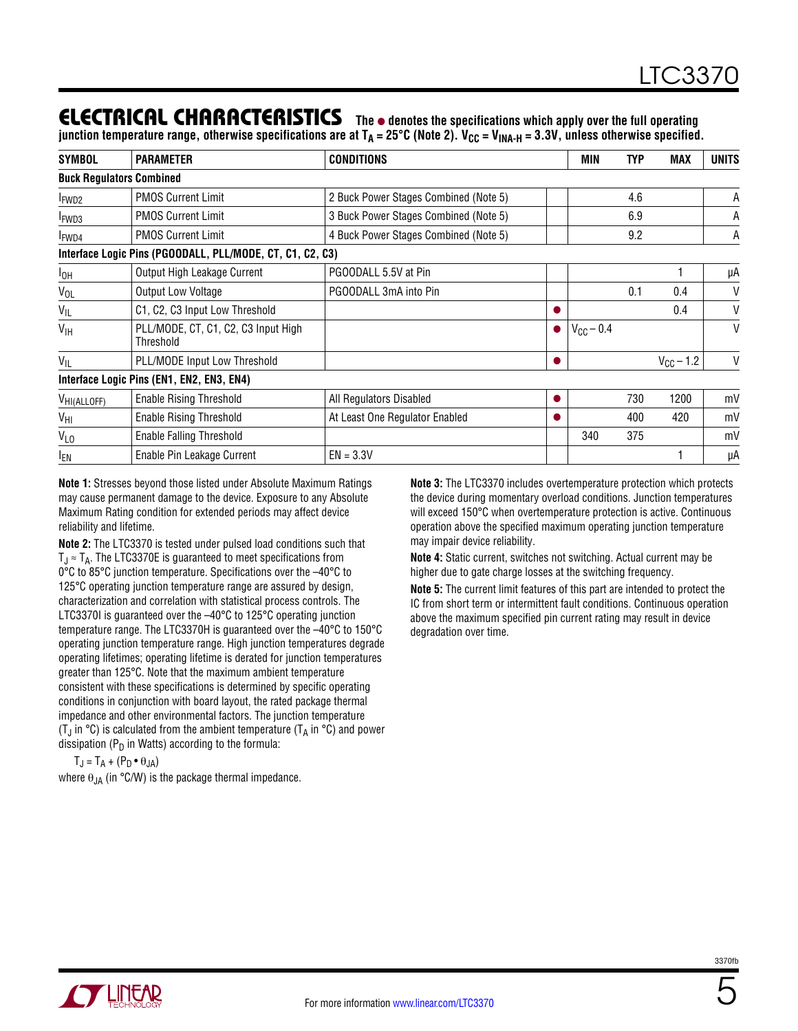## ELECTRICAL CHARACTERISTICS

**The ● denotes the specifications which apply over the full operating junction temperature range, otherwise specifications are at $T_A = 25°C$ (Note 2). $V_{CC} = V_{INA-H} = 3.3V$, unless otherwise specified.**

| SYMBOL | PARAMETER | CONDITIONS | | MIN | TYP | MAX | UNITS |
|---|---|---|---|---|---|---|---|
| **Buck Regulators Combined** | | | | | | | |
| $I_{FWD2}$ | PMOS Current Limit | 2 Buck Power Stages Combined (Note 5) | | | 4.6 | | A |
| $I_{FWD3}$ | PMOS Current Limit | 3 Buck Power Stages Combined (Note 5) | | | 6.9 | | A |
| $I_{FWD4}$ | PMOS Current Limit | 4 Buck Power Stages Combined (Note 5) | | | 9.2 | | A |
| **Interface Logic Pins (PGOODALL, PLL/MODE, CT, C1, C2, C3)** | | | | | | | |
| $I_{OH}$ | Output High Leakage Current | PGOODALL 5.5V at Pin | | | | 1 | µA |
| $V_{OL}$ | Output Low Voltage | PGOODALL 3mA into Pin | | | 0.1 | 0.4 | V |
| $V_{IL}$ | C1, C2, C3 Input Low Threshold | | ● | | | 0.4 | V |
| $V_{IH}$ | PLL/MODE, CT, C1, C2, C3 Input High Threshold | | ● | $V_{CC} – 0.4$ | | | V |
| $V_{IL}$ | PLL/MODE Input Low Threshold | | ● | | | $V_{CC} – 1.2$ | V |
| **Interface Logic Pins (EN1, EN2, EN3, EN4)** | | | | | | | |
| $V_{HI(ALLOFF)}$ | Enable Rising Threshold | All Regulators Disabled | ● | | 730 | 1200 | mV |
| $V_{HI}$ | Enable Rising Threshold | At Least One Regulator Enabled | ● | | 400 | 420 | mV |
| $V_{LO}$ | Enable Falling Threshold | | | 340 | 375 | | mV |
| $I_{EN}$ | Enable Pin Leakage Current | EN = 3.3V | | | | 1 | µA |

**Note 1:** Stresses beyond those listed under Absolute Maximum Ratings may cause permanent damage to the device. Exposure to any Absolute Maximum Rating condition for extended periods may affect device reliability and lifetime.

**Note 2:** The LTC3370 is tested under pulsed load conditions such that $T_J \approx T_A$. The LTC3370E is guaranteed to meet specifications from 0°C to 85°C junction temperature. Specifications over the –40°C to 125°C operating junction temperature range are assured by design, characterization and correlation with statistical process controls. The LTC3370I is guaranteed over the –40°C to 125°C operating junction temperature range. The LTC3370H is guaranteed over the –40°C to 150°C operating junction temperature range. High junction temperatures degrade operating lifetimes; operating lifetime is derated for junction temperatures greater than 125°C. Note that the maximum ambient temperature consistent with these specifications is determined by specific operating conditions in conjunction with board layout, the rated package thermal impedance and other environmental factors. The junction temperature ($T_J$ in °C) is calculated from the ambient temperature ($T_A$ in °C) and power dissipation ($P_D$ in Watts) according to the formula:

$$T_J = T_A + (P_D \bullet \theta_{JA})$$

where $\theta_{JA}$ (in °C/W) is the package thermal impedance.

**Note 3:** The LTC3370 includes overtemperature protection which protects the device during momentary overload conditions. Junction temperatures will exceed 150°C when overtemperature protection is active. Continuous operation above the specified maximum operating junction temperature may impair device reliability.

**Note 4:** Static current, switches not switching. Actual current may be higher due to gate charge losses at the switching frequency.

**Note 5:** The current limit features of this part are intended to protect the IC from short term or intermittent fault conditions. Continuous operation above the maximum specified pin current rating may result in device degradation over time.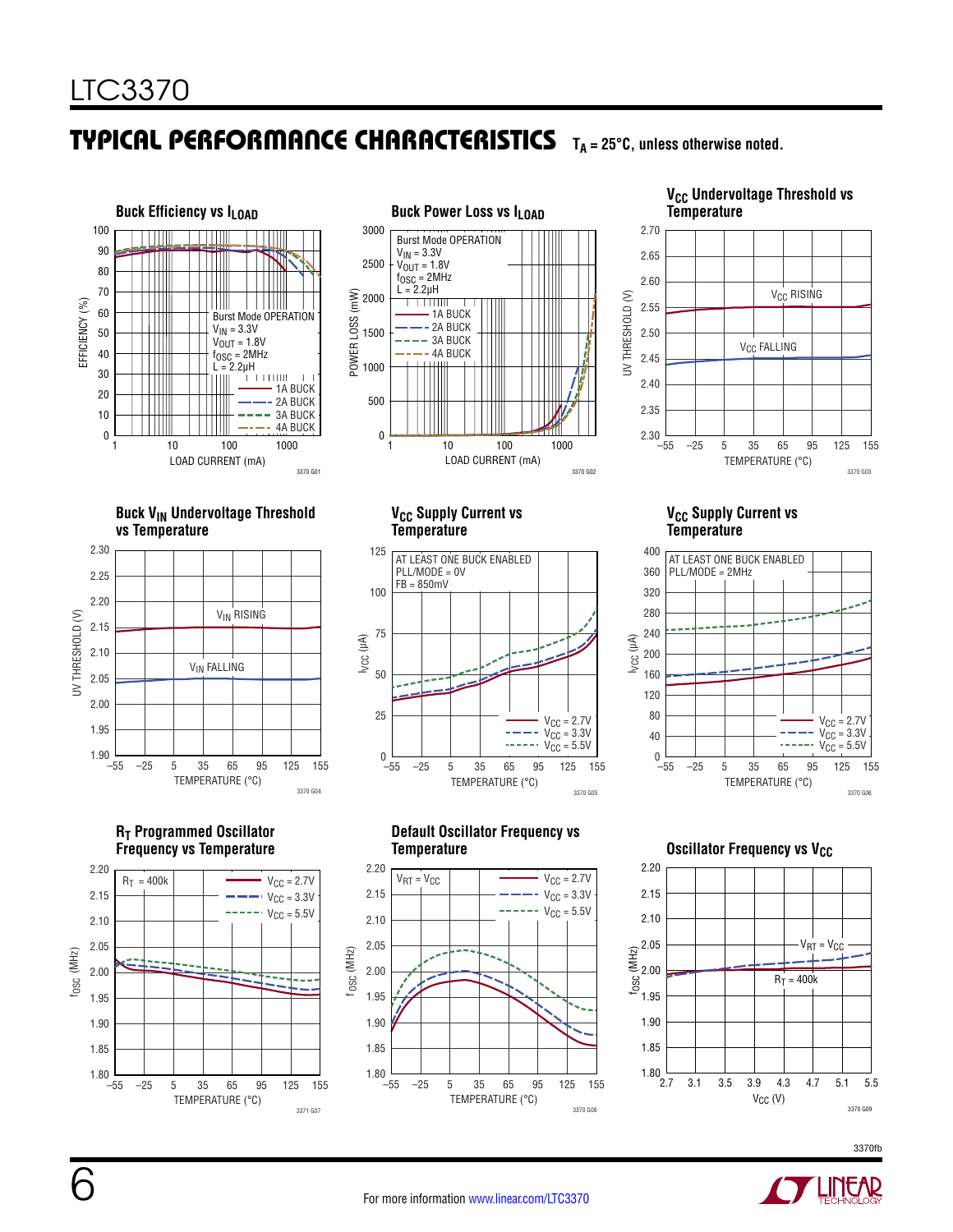## TYPICAL PERFORMANCE CHARACTERISTICS

$T_A = 25°C$, unless otherwise noted.

**Buck Efficiency vs $I_{LOAD}$**

Burst Mode OPERATION, $V_{IN}$ = 3.3V, $V_{OUT}$ = 1.8V, $f_{OSC}$ = 2MHz, L = 2.2µH; 1A BUCK, 2A BUCK, 3A BUCK, 4A BUCK

EFFICIENCY (%) vs LOAD CURRENT (mA)

3370 G01

**Buck Power Loss vs $I_{LOAD}$**

Burst Mode OPERATION, $V_{IN}$ = 3.3V, $V_{OUT}$ = 1.8V, $f_{OSC}$ = 2MHz, L = 2.2µH; 1A BUCK, 2A BUCK, 3A BUCK, 4A BUCK

POWER LOSS (mW) vs LOAD CURRENT (mA)

3370 G02

**$V_{CC}$ Undervoltage Threshold vs Temperature**

$V_{CC}$ RISING, $V_{CC}$ FALLING

UV THRESHOLD (V) vs TEMPERATURE (°C)

3370 G03

**Buck $V_{IN}$ Undervoltage Threshold vs Temperature**

$V_{IN}$ RISING, $V_{IN}$ FALLING

UV THRESHOLD (V) vs TEMPERATURE (°C)

3370 G04

**$V_{CC}$ Supply Current vs Temperature**

AT LEAST ONE BUCK ENABLED, PLL/MODE = 0V, FB = 850mV; $V_{CC}$ = 2.7V, $V_{CC}$ = 3.3V, $V_{CC}$ = 5.5V

$I_{VCC}$ (µA) vs TEMPERATURE (°C)

3370 G05

**$V_{CC}$ Supply Current vs Temperature**

AT LEAST ONE BUCK ENABLED, PLL/MODE = 2MHz; $V_{CC}$ = 2.7V, $V_{CC}$ = 3.3V, $V_{CC}$ = 5.5V

$I_{VCC}$ (µA) vs TEMPERATURE (°C)

3370 G06

**$R_T$ Programmed Oscillator Frequency vs Temperature**

$R_T$ = 400k; $V_{CC}$ = 2.7V, $V_{CC}$ = 3.3V, $V_{CC}$ = 5.5V

$f_{OSC}$ (MHz) vs TEMPERATURE (°C)

3371 G07

**Default Oscillator Frequency vs Temperature**

$V_{RT} = V_{CC}$; $V_{CC}$ = 2.7V, $V_{CC}$ = 3.3V, $V_{CC}$ = 5.5V

$f_{OSC}$ (MHz) vs TEMPERATURE (°C)

3370 G08

**Oscillator Frequency vs $V_{CC}$**

$V_{RT} = V_{CC}$, $R_T$ = 400k

$f_{OSC}$ (MHz) vs $V_{CC}$ (V)

3370 G09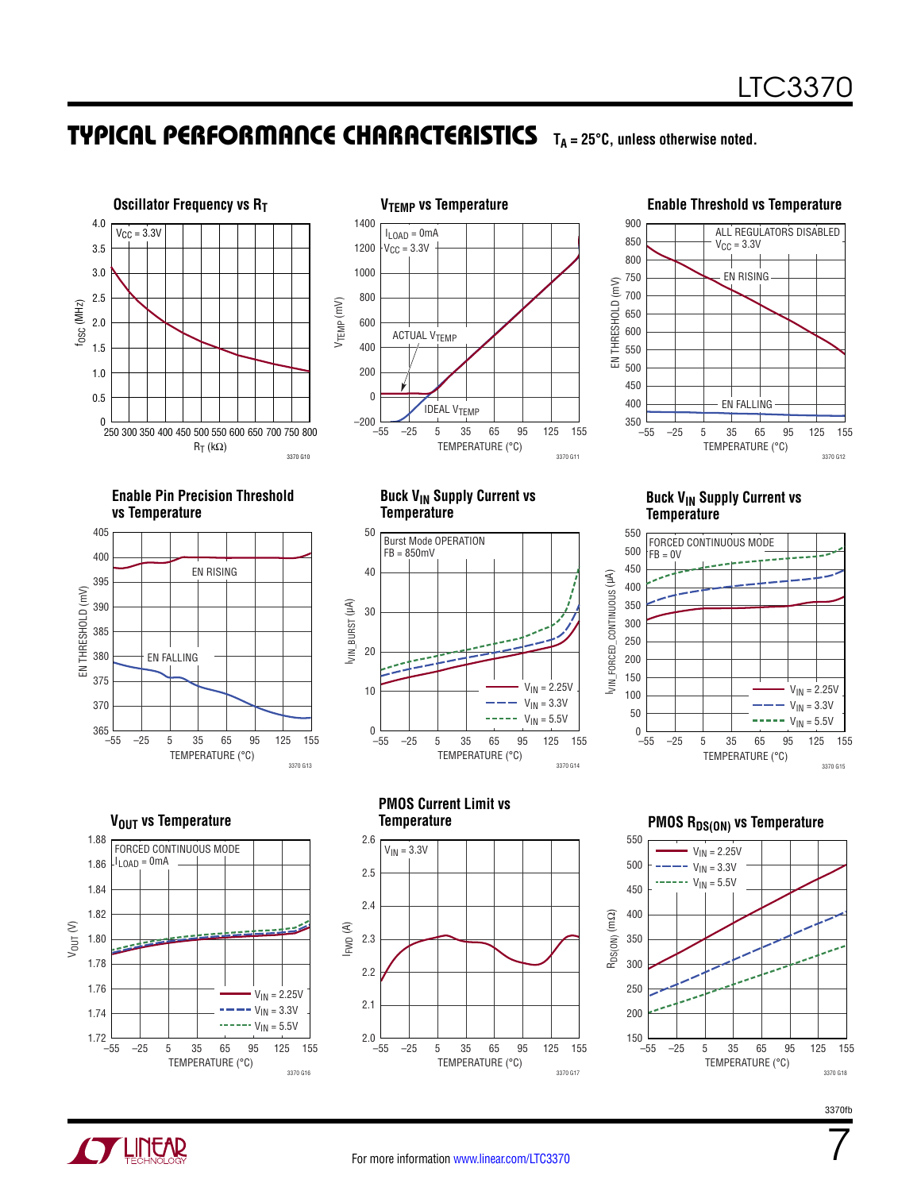## TYPICAL PERFORMANCE CHARACTERISTICS $T_A = 25°C$, unless otherwise noted.

**Oscillator Frequency vs $R_T$**

$V_{CC}$ = 3.3V

$f_{OSC}$ (MHz) vs $R_T$ (kΩ)

3370 G10

**$V_{TEMP}$ vs Temperature**

$I_{LOAD}$ = 0mA
$V_{CC}$ = 3.3V

ACTUAL $V_{TEMP}$
IDEAL $V_{TEMP}$

$V_{TEMP}$ (mV) vs TEMPERATURE (°C)

3370 G11

**Enable Threshold vs Temperature**

ALL REGULATORS DISABLED
$V_{CC}$ = 3.3V

EN RISING
EN FALLING

EN THRESHOLD (mV) vs TEMPERATURE (°C)

3370 G12

**Enable Pin Precision Threshold vs Temperature**

EN RISING
EN FALLING

EN THRESHOLD (mV) vs TEMPERATURE (°C)

3370 G13

**Buck $V_{IN}$ Supply Current vs Temperature**

Burst Mode OPERATION
FB = 850mV

$V_{IN}$ = 2.25V
$V_{IN}$ = 3.3V
$V_{IN}$ = 5.5V

$I_{VIN\_BURST}$ (µA) vs TEMPERATURE (°C)

3370 G14

**Buck $V_{IN}$ Supply Current vs Temperature**

FORCED CONTINUOUS MODE
FB = 0V

$V_{IN}$ = 2.25V
$V_{IN}$ = 3.3V
$V_{IN}$ = 5.5V

$I_{VIN\_FORCED\_CONTINUOUS}$ (µA) vs TEMPERATURE (°C)

3370 G15

**$V_{OUT}$ vs Temperature**

FORCED CONTINUOUS MODE
$I_{LOAD}$ = 0mA

$V_{IN}$ = 2.25V
$V_{IN}$ = 3.3V
$V_{IN}$ = 5.5V

$V_{OUT}$ (V) vs TEMPERATURE (°C)

3370 G16

**PMOS Current Limit vs Temperature**

$V_{IN}$ = 3.3V

$I_{FWD}$ (A) vs TEMPERATURE (°C)

3370 G17

**PMOS $R_{DS(ON)}$ vs Temperature**

$V_{IN}$ = 2.25V
$V_{IN}$ = 3.3V
$V_{IN}$ = 5.5V

$R_{DS(ON)}$ (mΩ) vs TEMPERATURE (°C)

3370 G18

3370fb

For more information www.linear.com/LTC3370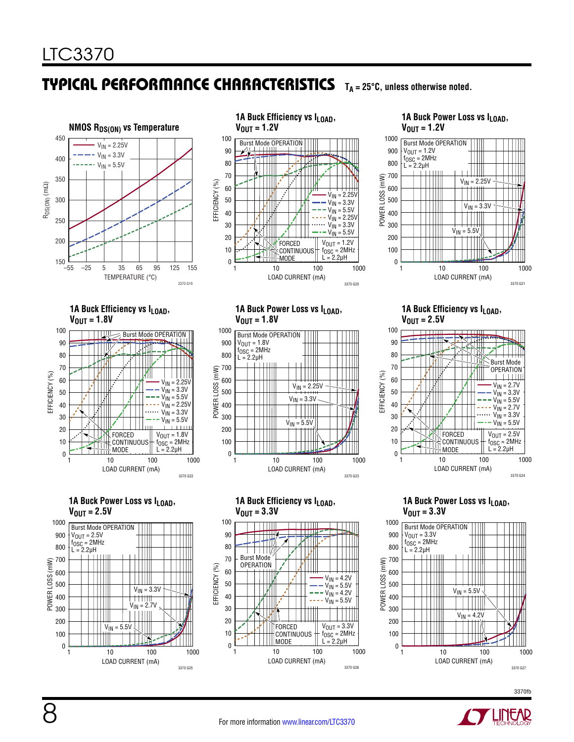## TYPICAL PERFORMANCE CHARACTERISTICS

$T_A = 25°C$, unless otherwise noted.

**NMOS $R_{DS(ON)}$ vs Temperature**

$V_{IN} = 2.25V$, $V_{IN} = 3.3V$, $V_{IN} = 5.5V$

$R_{DS(ON)}$ (mΩ) vs TEMPERATURE (°C)

3370 G19

**1A Buck Efficiency vs $I_{LOAD}$, $V_{OUT} = 1.2V$**

Burst Mode OPERATION; FORCED CONTINUOUS MODE

$V_{IN} = 2.25V$, $V_{IN} = 3.3V$, $V_{IN} = 5.5V$, $V_{IN} = 2.25V$, $V_{IN} = 3.3V$, $V_{IN} = 5.5V$

$V_{OUT} = 1.2V$, $f_{OSC} = 2MHz$, $L = 2.2µH$

EFFICIENCY (%) vs LOAD CURRENT (mA)

3370 G20

**1A Buck Power Loss vs $I_{LOAD}$, $V_{OUT} = 1.2V$**

Burst Mode OPERATION, $V_{OUT} = 1.2V$, $f_{OSC} = 2MHz$, $L = 2.2µH$

$V_{IN} = 2.25V$, $V_{IN} = 3.3V$, $V_{IN} = 5.5V$

POWER LOSS (mW) vs LOAD CURRENT (mA)

3370 G21

**1A Buck Efficiency vs $I_{LOAD}$, $V_{OUT} = 1.8V$**

Burst Mode OPERATION; FORCED CONTINUOUS MODE

$V_{IN} = 2.25V$, $V_{IN} = 3.3V$, $V_{IN} = 5.5V$, $V_{IN} = 2.25V$, $V_{IN} = 3.3V$, $V_{IN} = 5.5V$

$V_{OUT} = 1.8V$, $f_{OSC} = 2MHz$, $L = 2.2µH$

EFFICIENCY (%) vs LOAD CURRENT (mA)

3370 G22

**1A Buck Power Loss vs $I_{LOAD}$, $V_{OUT} = 1.8V$**

Burst Mode OPERATION, $V_{OUT} = 1.8V$, $f_{OSC} = 2MHz$, $L = 2.2µH$

$V_{IN} = 2.25V$, $V_{IN} = 3.3V$, $V_{IN} = 5.5V$

POWER LOSS (mW) vs LOAD CURRENT (mA)

3370 G23

**1A Buck Efficiency vs $I_{LOAD}$, $V_{OUT} = 2.5V$**

Burst Mode OPERATION; FORCED CONTINUOUS MODE

$V_{IN} = 2.7V$, $V_{IN} = 3.3V$, $V_{IN} = 5.5V$, $V_{IN} = 2.7V$, $V_{IN} = 3.3V$, $V_{IN} = 5.5V$

$V_{OUT} = 2.5V$, $f_{OSC} = 2MHz$, $L = 2.2µH$

EFFICIENCY (%) vs LOAD CURRENT (mA)

3370 G24

**1A Buck Power Loss vs $I_{LOAD}$, $V_{OUT} = 2.5V$**

Burst Mode OPERATION, $V_{OUT} = 2.5V$, $f_{OSC} = 2MHz$, $L = 2.2µH$

$V_{IN} = 3.3V$, $V_{IN} = 2.7V$, $V_{IN} = 5.5V$

POWER LOSS (mW) vs LOAD CURRENT (mA)

3370 G25

**1A Buck Efficiency vs $I_{LOAD}$, $V_{OUT} = 3.3V$**

Burst Mode OPERATION; FORCED CONTINUOUS MODE

$V_{IN} = 4.2V$, $V_{IN} = 5.5V$, $V_{IN} = 4.2V$, $V_{IN} = 5.5V$

$V_{OUT} = 3.3V$, $f_{OSC} = 2MHz$, $L = 2.2µH$

EFFICIENCY (%) vs LOAD CURRENT (mA)

3370 G26

**1A Buck Power Loss vs $I_{LOAD}$, $V_{OUT} = 3.3V$**

Burst Mode OPERATION, $V_{OUT} = 3.3V$, $f_{OSC} = 2MHz$, $L = 2.2µH$

$V_{IN} = 5.5V$, $V_{IN} = 4.2V$

POWER LOSS (mW) vs LOAD CURRENT (mA)

3370 G27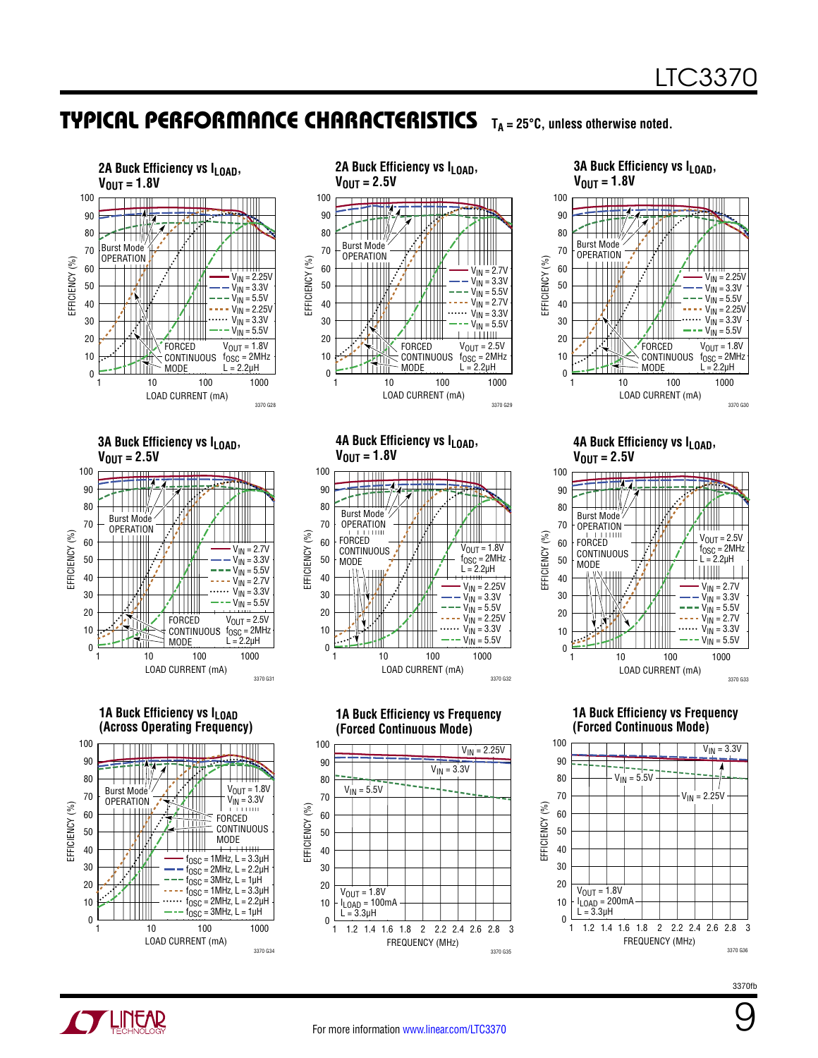## TYPICAL PERFORMANCE CHARACTERISTICS

$T_A$ = 25°C, unless otherwise noted.

**2A Buck Efficiency vs $I_{LOAD}$, $V_{OUT}$ = 1.8V**

EFFICIENCY (%) vs LOAD CURRENT (mA). Burst Mode OPERATION; FORCED CONTINUOUS MODE. $V_{IN}$ = 2.25V, $V_{IN}$ = 3.3V, $V_{IN}$ = 5.5V, $V_{IN}$ = 2.25V, $V_{IN}$ = 3.3V, $V_{IN}$ = 5.5V. $V_{OUT}$ = 1.8V, $f_{OSC}$ = 2MHz, L = 2.2µH

3370 G28

**2A Buck Efficiency vs $I_{LOAD}$, $V_{OUT}$ = 2.5V**

EFFICIENCY (%) vs LOAD CURRENT (mA). Burst Mode OPERATION; FORCED CONTINUOUS MODE. $V_{IN}$ = 2.7V, $V_{IN}$ = 3.3V, $V_{IN}$ = 5.5V, $V_{IN}$ = 2.7V, $V_{IN}$ = 3.3V, $V_{IN}$ = 5.5V. $V_{OUT}$ = 2.5V, $f_{OSC}$ = 2MHz, L = 2.2µH

3370 G29

**3A Buck Efficiency vs $I_{LOAD}$, $V_{OUT}$ = 1.8V**

EFFICIENCY (%) vs LOAD CURRENT (mA). Burst Mode OPERATION; FORCED CONTINUOUS MODE. $V_{IN}$ = 2.25V, $V_{IN}$ = 3.3V, $V_{IN}$ = 5.5V, $V_{IN}$ = 2.25V, $V_{IN}$ = 3.3V, $V_{IN}$ = 5.5V. $V_{OUT}$ = 1.8V, $f_{OSC}$ = 2MHz, L = 2.2µH

3370 G30

**3A Buck Efficiency vs $I_{LOAD}$, $V_{OUT}$ = 2.5V**

EFFICIENCY (%) vs LOAD CURRENT (mA). Burst Mode OPERATION; FORCED CONTINUOUS MODE. $V_{IN}$ = 2.7V, $V_{IN}$ = 3.3V, $V_{IN}$ = 5.5V, $V_{IN}$ = 2.7V, $V_{IN}$ = 3.3V, $V_{IN}$ = 5.5V. $V_{OUT}$ = 2.5V, $f_{OSC}$ = 2MHz, L = 2.2µH

3370 G31

**4A Buck Efficiency vs $I_{LOAD}$, $V_{OUT}$ = 1.8V**

EFFICIENCY (%) vs LOAD CURRENT (mA). Burst Mode OPERATION; FORCED CONTINUOUS MODE. $V_{OUT}$ = 1.8V, $f_{OSC}$ = 2MHz, L = 2.2µH. $V_{IN}$ = 2.25V, $V_{IN}$ = 3.3V, $V_{IN}$ = 5.5V, $V_{IN}$ = 2.25V, $V_{IN}$ = 3.3V, $V_{IN}$ = 5.5V

3370 G32

**4A Buck Efficiency vs $I_{LOAD}$, $V_{OUT}$ = 2.5V**

EFFICIENCY (%) vs LOAD CURRENT (mA). Burst Mode OPERATION; FORCED CONTINUOUS MODE. $V_{OUT}$ = 2.5V, $f_{OSC}$ = 2MHz, L = 2.2µH. $V_{IN}$ = 2.7V, $V_{IN}$ = 3.3V, $V_{IN}$ = 5.5V, $V_{IN}$ = 2.7V, $V_{IN}$ = 3.3V, $V_{IN}$ = 5.5V

3370 G33

**1A Buck Efficiency vs $I_{LOAD}$ (Across Operating Frequency)**

EFFICIENCY (%) vs LOAD CURRENT (mA). Burst Mode OPERATION; FORCED CONTINUOUS MODE. $V_{OUT}$ = 1.8V, $V_{IN}$ = 3.3V. $f_{OSC}$ = 1MHz, L = 3.3µH; $f_{OSC}$ = 2MHz, L = 2.2µH; $f_{OSC}$ = 3MHz, L = 1µH; $f_{OSC}$ = 1MHz, L = 3.3µH; $f_{OSC}$ = 2MHz, L = 2.2µH; $f_{OSC}$ = 3MHz, L = 1µH

3370 G34

**1A Buck Efficiency vs Frequency (Forced Continuous Mode)**

EFFICIENCY (%) vs FREQUENCY (MHz). $V_{IN}$ = 2.25V, $V_{IN}$ = 3.3V, $V_{IN}$ = 5.5V. $V_{OUT}$ = 1.8V, $I_{LOAD}$ = 100mA, L = 3.3µH

3370 G35

**1A Buck Efficiency vs Frequency (Forced Continuous Mode)**

EFFICIENCY (%) vs FREQUENCY (MHz). $V_{IN}$ = 3.3V, $V_{IN}$ = 5.5V, $V_{IN}$ = 2.25V. $V_{OUT}$ = 1.8V, $I_{LOAD}$ = 200mA, L = 3.3µH

3370 G36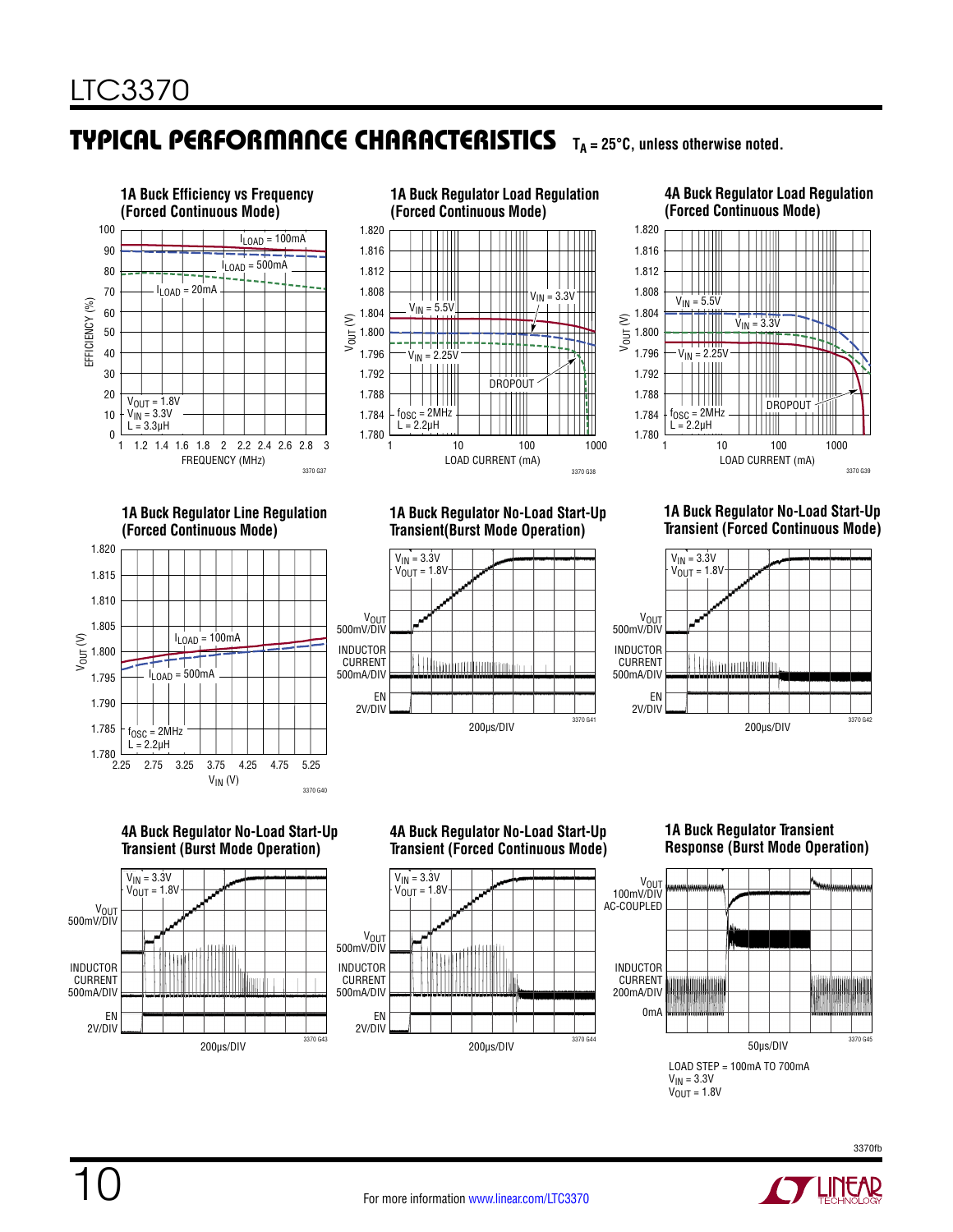## TYPICAL PERFORMANCE CHARACTERISTICS $T_A$ = 25°C, unless otherwise noted.

**1A Buck Efficiency vs Frequency (Forced Continuous Mode)**

EFFICIENCY (%) vs FREQUENCY (MHz); $I_{LOAD}$ = 100mA, $I_{LOAD}$ = 500mA, $I_{LOAD}$ = 20mA; $V_{OUT}$ = 1.8V, $V_{IN}$ = 3.3V, L = 3.3µH

3370 G37

**1A Buck Regulator Load Regulation (Forced Continuous Mode)**

$V_{OUT}$ (V) vs LOAD CURRENT (mA); $V_{IN}$ = 5.5V, $V_{IN}$ = 3.3V, $V_{IN}$ = 2.25V, DROPOUT; $f_{OSC}$ = 2MHz, L = 2.2µH

3370 G38

**4A Buck Regulator Load Regulation (Forced Continuous Mode)**

$V_{OUT}$ (V) vs LOAD CURRENT (mA); $V_{IN}$ = 5.5V, $V_{IN}$ = 3.3V, $V_{IN}$ = 2.25V, DROPOUT; $f_{OSC}$ = 2MHz, L = 2.2µH

3370 G39

**1A Buck Regulator Line Regulation (Forced Continuous Mode)**

$V_{OUT}$ (V) vs $V_{IN}$ (V); $I_{LOAD}$ = 100mA, $I_{LOAD}$ = 500mA; $f_{OSC}$ = 2MHz, L = 2.2µH

3370 G40

**1A Buck Regulator No-Load Start-Up Transient(Burst Mode Operation)**

$V_{IN}$ = 3.3V, $V_{OUT}$ = 1.8V; $V_{OUT}$ 500mV/DIV; INDUCTOR CURRENT 500mA/DIV; EN 2V/DIV; 200µs/DIV

3370 G41

**1A Buck Regulator No-Load Start-Up Transient (Forced Continuous Mode)**

$V_{IN}$ = 3.3V, $V_{OUT}$ = 1.8V; $V_{OUT}$ 500mV/DIV; INDUCTOR CURRENT 500mA/DIV; EN 2V/DIV; 200µs/DIV

3370 G42

**4A Buck Regulator No-Load Start-Up Transient (Burst Mode Operation)**

$V_{IN}$ = 3.3V, $V_{OUT}$ = 1.8V; $V_{OUT}$ 500mV/DIV; INDUCTOR CURRENT 500mA/DIV; EN 2V/DIV; 200µs/DIV

3370 G43

**4A Buck Regulator No-Load Start-Up Transient (Forced Continuous Mode)**

$V_{IN}$ = 3.3V, $V_{OUT}$ = 1.8V; $V_{OUT}$ 500mV/DIV; INDUCTOR CURRENT 500mA/DIV; EN 2V/DIV; 200µs/DIV

3370 G44

**1A Buck Regulator Transient Response (Burst Mode Operation)**

$V_{OUT}$ 100mV/DIV AC-COUPLED; INDUCTOR CURRENT 200mA/DIV; 0mA; 50µs/DIV

3370 G45

LOAD STEP = 100mA TO 700mA
$V_{IN}$ = 3.3V
$V_{OUT}$ = 1.8V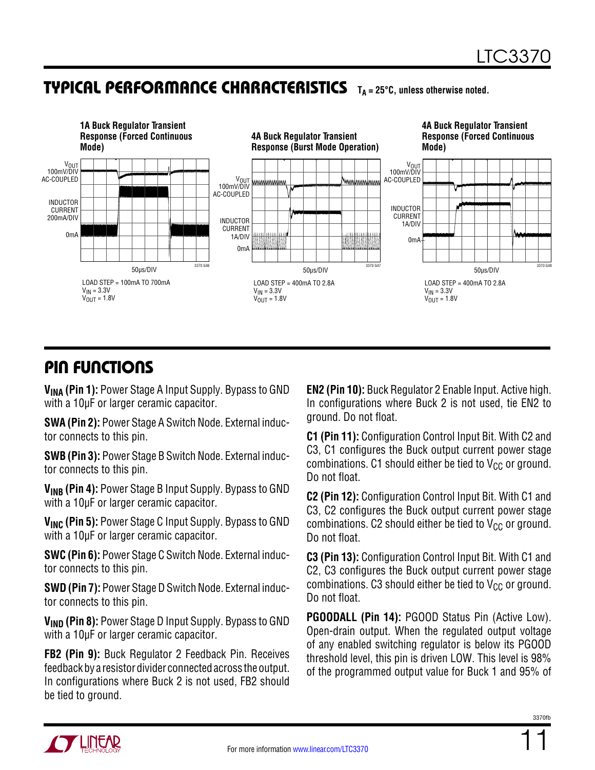## TYPICAL PERFORMANCE CHARACTERISTICS

$T_A = 25°C$, unless otherwise noted.

**1A Buck Regulator Transient Response (Forced Continuous Mode)**

LOAD STEP = 100mA TO 700mA
$V_{IN}$ = 3.3V
$V_{OUT}$ = 1.8V

**4A Buck Regulator Transient Response (Burst Mode Operation)**

LOAD STEP = 400mA TO 2.8A
$V_{IN}$ = 3.3V
$V_{OUT}$ = 1.8V

**4A Buck Regulator Transient Response (Forced Continuous Mode)**

LOAD STEP = 400mA TO 2.8A
$V_{IN}$ = 3.3V
$V_{OUT}$ = 1.8V

## PIN FUNCTIONS

**$V_{INA}$ (Pin 1):** Power Stage A Input Supply. Bypass to GND with a 10µF or larger ceramic capacitor.

**SWA (Pin 2):** Power Stage A Switch Node. External inductor connects to this pin.

**SWB (Pin 3):** Power Stage B Switch Node. External inductor connects to this pin.

**$V_{INB}$ (Pin 4):** Power Stage B Input Supply. Bypass to GND with a 10µF or larger ceramic capacitor.

**$V_{INC}$ (Pin 5):** Power Stage C Input Supply. Bypass to GND with a 10µF or larger ceramic capacitor.

**SWC (Pin 6):** Power Stage C Switch Node. External inductor connects to this pin.

**SWD (Pin 7):** Power Stage D Switch Node. External inductor connects to this pin.

**$V_{IND}$ (Pin 8):** Power Stage D Input Supply. Bypass to GND with a 10µF or larger ceramic capacitor.

**FB2 (Pin 9):** Buck Regulator 2 Feedback Pin. Receives feedback by a resistor divider connected across the output. In configurations where Buck 2 is not used, FB2 should be tied to ground.

**EN2 (Pin 10):** Buck Regulator 2 Enable Input. Active high. In configurations where Buck 2 is not used, tie EN2 to ground. Do not float.

**C1 (Pin 11):** Configuration Control Input Bit. With C2 and C3, C1 configures the Buck output current power stage combinations. C1 should either be tied to $V_{CC}$ or ground. Do not float.

**C2 (Pin 12):** Configuration Control Input Bit. With C1 and C3, C2 configures the Buck output current power stage combinations. C2 should either be tied to $V_{CC}$ or ground. Do not float.

**C3 (Pin 13):** Configuration Control Input Bit. With C1 and C2, C3 configures the Buck output current power stage combinations. C3 should either be tied to $V_{CC}$ or ground. Do not float.

**PGOODALL (Pin 14):** PGOOD Status Pin (Active Low). Open-drain output. When the regulated output voltage of any enabled switching regulator is below its PGOOD threshold level, this pin is driven LOW. This level is 98% of the programmed output value for Buck 1 and 95% of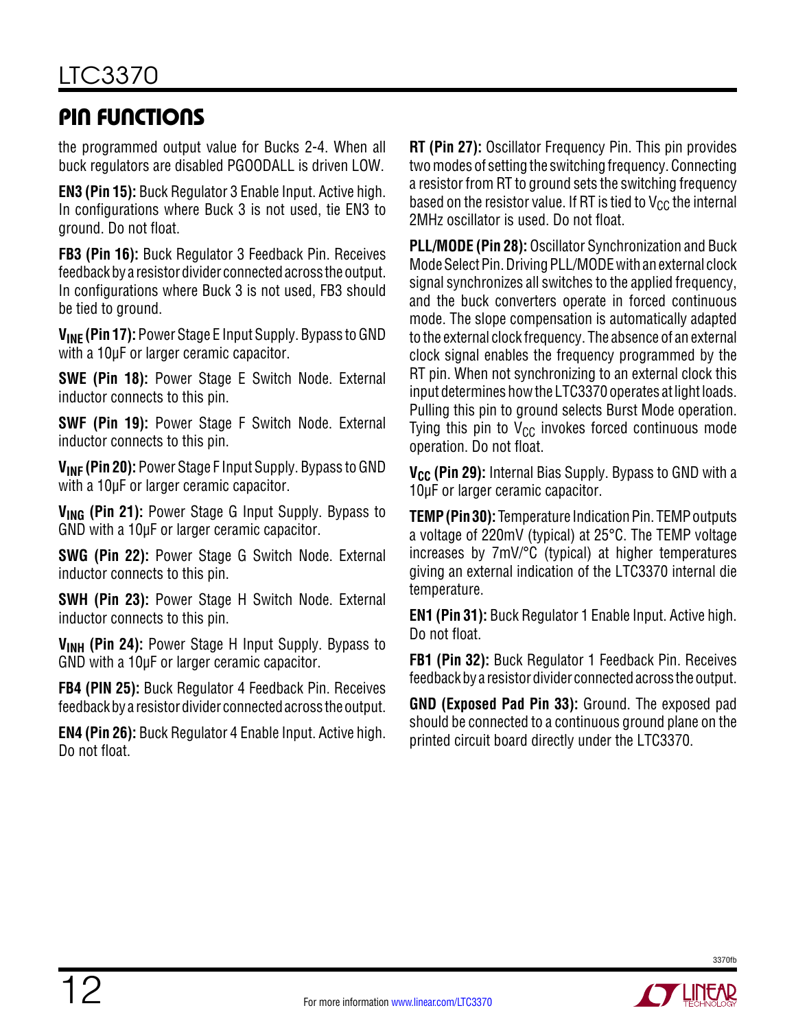## PIN FUNCTIONS

the programmed output value for Bucks 2-4. When all buck regulators are disabled PGOODALL is driven LOW.

**EN3 (Pin 15):** Buck Regulator 3 Enable Input. Active high. In configurations where Buck 3 is not used, tie EN3 to ground. Do not float.

**FB3 (Pin 16):** Buck Regulator 3 Feedback Pin. Receives feedback by a resistor divider connected across the output. In configurations where Buck 3 is not used, FB3 should be tied to ground.

**$V_{INE}$ (Pin 17):** Power Stage E Input Supply. Bypass to GND with a 10µF or larger ceramic capacitor.

**SWE (Pin 18):** Power Stage E Switch Node. External inductor connects to this pin.

**SWF (Pin 19):** Power Stage F Switch Node. External inductor connects to this pin.

**$V_{INF}$ (Pin 20):** Power Stage F Input Supply. Bypass to GND with a 10µF or larger ceramic capacitor.

**$V_{ING}$ (Pin 21):** Power Stage G Input Supply. Bypass to GND with a 10µF or larger ceramic capacitor.

**SWG (Pin 22):** Power Stage G Switch Node. External inductor connects to this pin.

**SWH (Pin 23):** Power Stage H Switch Node. External inductor connects to this pin.

**$V_{INH}$ (Pin 24):** Power Stage H Input Supply. Bypass to GND with a 10µF or larger ceramic capacitor.

**FB4 (PIN 25):** Buck Regulator 4 Feedback Pin. Receives feedback by a resistor divider connected across the output.

**EN4 (Pin 26):** Buck Regulator 4 Enable Input. Active high. Do not float.

**RT (Pin 27):** Oscillator Frequency Pin. This pin provides two modes of setting the switching frequency. Connecting a resistor from RT to ground sets the switching frequency based on the resistor value. If RT is tied to $V_{CC}$ the internal 2MHz oscillator is used. Do not float.

**PLL/MODE (Pin 28):** Oscillator Synchronization and Buck Mode Select Pin. Driving PLL/MODE with an external clock signal synchronizes all switches to the applied frequency, and the buck converters operate in forced continuous mode. The slope compensation is automatically adapted to the external clock frequency. The absence of an external clock signal enables the frequency programmed by the RT pin. When not synchronizing to an external clock this input determines how the LTC3370 operates at light loads. Pulling this pin to ground selects Burst Mode operation. Tying this pin to $V_{CC}$ invokes forced continuous mode operation. Do not float.

**$V_{CC}$ (Pin 29):** Internal Bias Supply. Bypass to GND with a 10µF or larger ceramic capacitor.

**TEMP (Pin 30):** Temperature Indication Pin. TEMP outputs a voltage of 220mV (typical) at 25°C. The TEMP voltage increases by 7mV/°C (typical) at higher temperatures giving an external indication of the LTC3370 internal die temperature.

**EN1 (Pin 31):** Buck Regulator 1 Enable Input. Active high. Do not float.

**FB1 (Pin 32):** Buck Regulator 1 Feedback Pin. Receives feedback by a resistor divider connected across the output.

**GND (Exposed Pad Pin 33):** Ground. The exposed pad should be connected to a continuous ground plane on the printed circuit board directly under the LTC3370.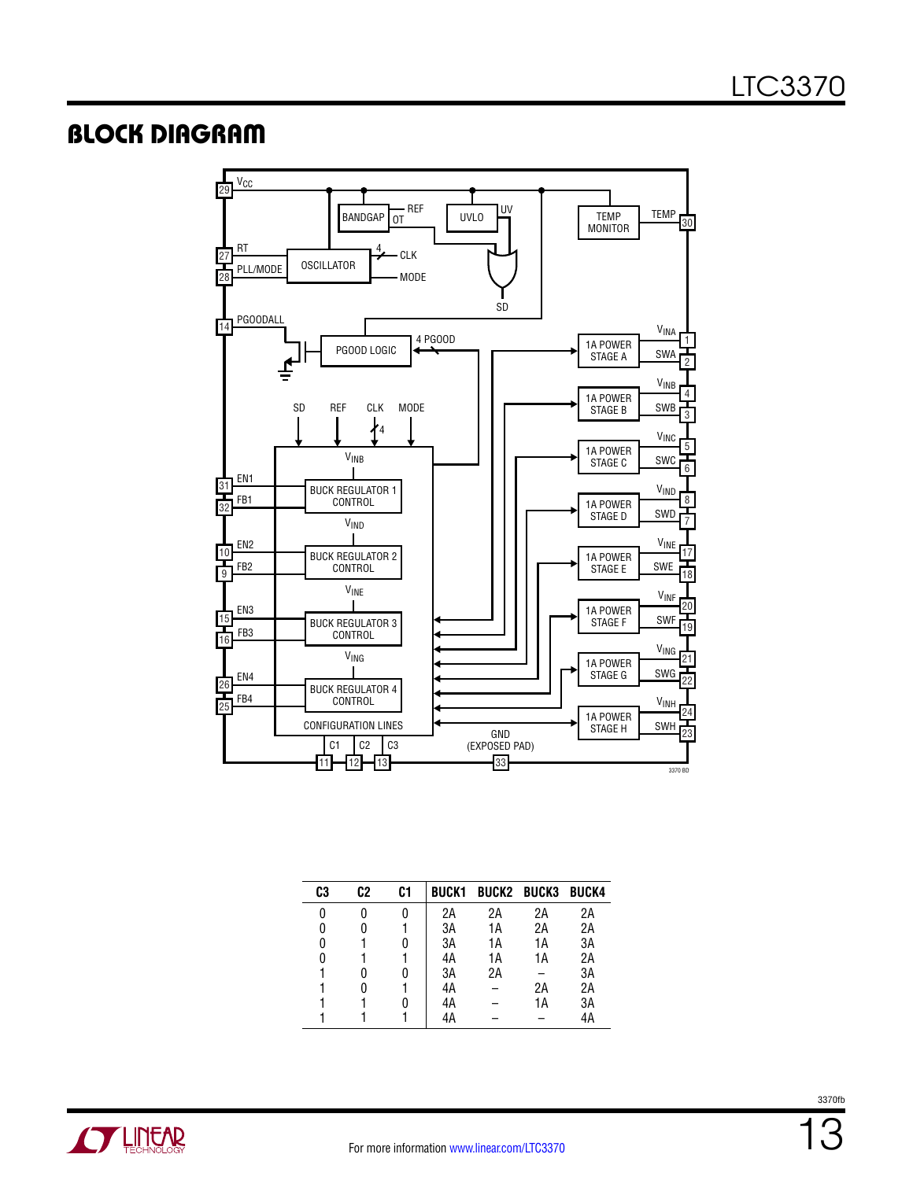## BLOCK DIAGRAM

| C3 | C2 | C1 | BUCK1 | BUCK2 | BUCK3 | BUCK4 |
|---|---|---|---|---|---|---|
| 0 | 0 | 0 | 2A | 2A | 2A | 2A |
| 0 | 0 | 1 | 3A | 1A | 2A | 2A |
| 0 | 1 | 0 | 3A | 1A | 1A | 3A |
| 0 | 1 | 1 | 4A | 1A | 1A | 2A |
| 1 | 0 | 0 | 3A | 2A | – | 3A |
| 1 | 0 | 1 | 4A | – | 2A | 2A |
| 1 | 1 | 0 | 4A | – | 1A | 3A |
| 1 | 1 | 1 | 4A | – | – | 4A |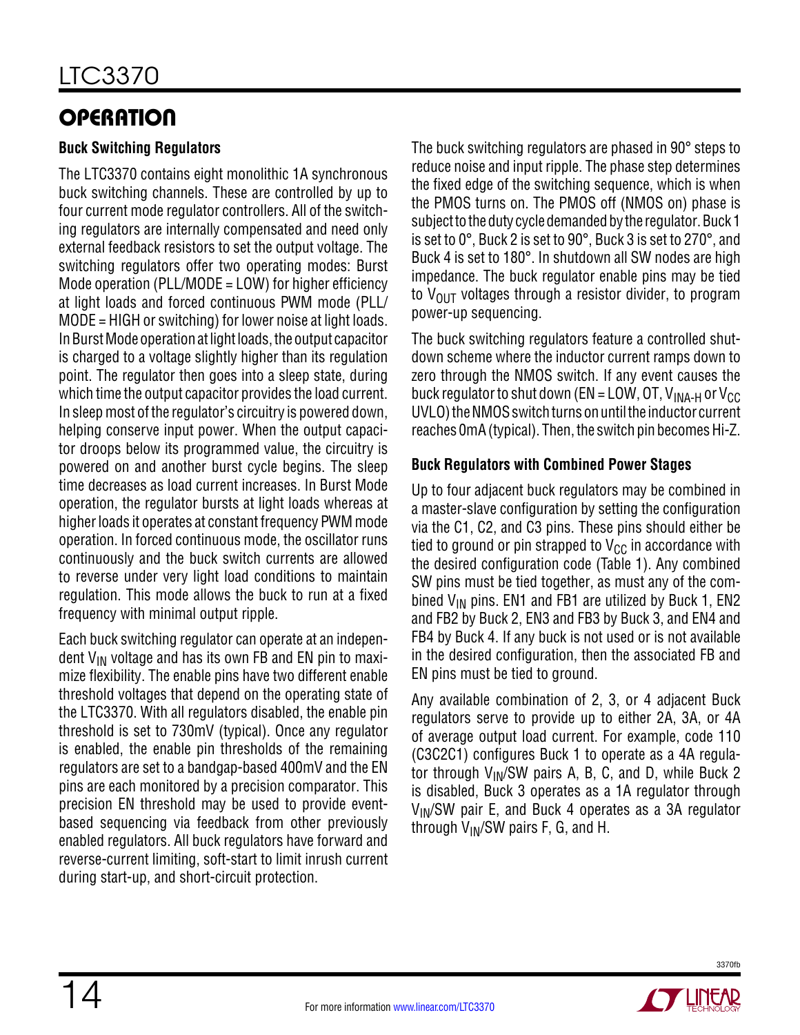## OPERATION

### Buck Switching Regulators

The LTC3370 contains eight monolithic 1A synchronous buck switching channels. These are controlled by up to four current mode regulator controllers. All of the switching regulators are internally compensated and need only external feedback resistors to set the output voltage. The switching regulators offer two operating modes: Burst Mode operation (PLL/MODE = LOW) for higher efficiency at light loads and forced continuous PWM mode (PLL/MODE = HIGH or switching) for lower noise at light loads. In Burst Mode operation at light loads, the output capacitor is charged to a voltage slightly higher than its regulation point. The regulator then goes into a sleep state, during which time the output capacitor provides the load current. In sleep most of the regulator's circuitry is powered down, helping conserve input power. When the output capacitor droops below its programmed value, the circuitry is powered on and another burst cycle begins. The sleep time decreases as load current increases. In Burst Mode operation, the regulator bursts at light loads whereas at higher loads it operates at constant frequency PWM mode operation. In forced continuous mode, the oscillator runs continuously and the buck switch currents are allowed to reverse under very light load conditions to maintain regulation. This mode allows the buck to run at a fixed frequency with minimal output ripple.

Each buck switching regulator can operate at an independent $V_{IN}$ voltage and has its own FB and EN pin to maximize flexibility. The enable pins have two different enable threshold voltages that depend on the operating state of the LTC3370. With all regulators disabled, the enable pin threshold is set to 730mV (typical). Once any regulator is enabled, the enable pin thresholds of the remaining regulators are set to a bandgap-based 400mV and the EN pins are each monitored by a precision comparator. This precision EN threshold may be used to provide event-based sequencing via feedback from other previously enabled regulators. All buck regulators have forward and reverse-current limiting, soft-start to limit inrush current during start-up, and short-circuit protection.

The buck switching regulators are phased in 90° steps to reduce noise and input ripple. The phase step determines the fixed edge of the switching sequence, which is when the PMOS turns on. The PMOS off (NMOS on) phase is subject to the duty cycle demanded by the regulator. Buck 1 is set to 0°, Buck 2 is set to 90°, Buck 3 is set to 270°, and Buck 4 is set to 180°. In shutdown all SW nodes are high impedance. The buck regulator enable pins may be tied to $V_{OUT}$ voltages through a resistor divider, to program power-up sequencing.

The buck switching regulators feature a controlled shutdown scheme where the inductor current ramps down to zero through the NMOS switch. If any event causes the buck regulator to shut down (EN = LOW, OT, $V_{INA-H}$ or $V_{CC}$ UVLO) the NMOS switch turns on until the inductor current reaches 0mA (typical). Then, the switch pin becomes Hi-Z.

### Buck Regulators with Combined Power Stages

Up to four adjacent buck regulators may be combined in a master-slave configuration by setting the configuration via the C1, C2, and C3 pins. These pins should either be tied to ground or pin strapped to $V_{CC}$ in accordance with the desired configuration code (Table 1). Any combined SW pins must be tied together, as must any of the combined $V_{IN}$ pins. EN1 and FB1 are utilized by Buck 1, EN2 and FB2 by Buck 2, EN3 and FB3 by Buck 3, and EN4 and FB4 by Buck 4. If any buck is not used or is not available in the desired configuration, then the associated FB and EN pins must be tied to ground.

Any available combination of 2, 3, or 4 adjacent Buck regulators serve to provide up to either 2A, 3A, or 4A of average output load current. For example, code 110 (C3C2C1) configures Buck 1 to operate as a 4A regulator through $V_{IN}$/SW pairs A, B, C, and D, while Buck 2 is disabled, Buck 3 operates as a 1A regulator through $V_{IN}$/SW pair E, and Buck 4 operates as a 3A regulator through $V_{IN}$/SW pairs F, G, and H.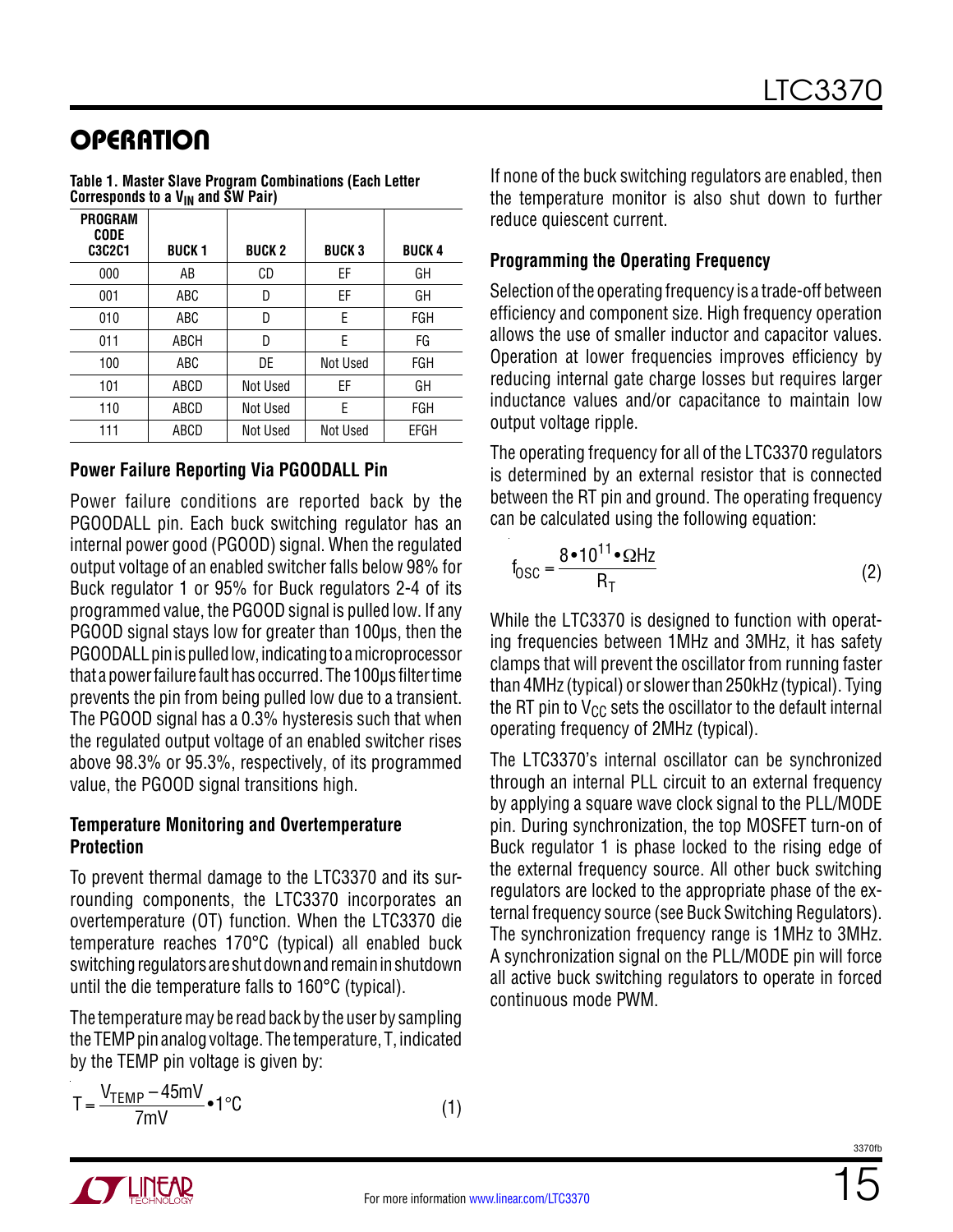## OPERATION

**Table 1. Master Slave Program Combinations (Each Letter Corresponds to a $V_{IN}$ and SW Pair)**

| PROGRAM CODE C3C2C1 | BUCK 1 | BUCK 2 | BUCK 3 | BUCK 4 |
|---|---|---|---|---|
| 000 | AB | CD | EF | GH |
| 001 | ABC | D | EF | GH |
| 010 | ABC | D | E | FGH |
| 011 | ABCH | D | E | FG |
| 100 | ABC | DE | Not Used | FGH |
| 101 | ABCD | Not Used | EF | GH |
| 110 | ABCD | Not Used | E | FGH |
| 111 | ABCD | Not Used | Not Used | EFGH |

### Power Failure Reporting Via PGOODALL Pin

Power failure conditions are reported back by the PGOODALL pin. Each buck switching regulator has an internal power good (PGOOD) signal. When the regulated output voltage of an enabled switcher falls below 98% for Buck regulator 1 or 95% for Buck regulators 2-4 of its programmed value, the PGOOD signal is pulled low. If any PGOOD signal stays low for greater than 100µs, then the PGOODALL pin is pulled low, indicating to a microprocessor that a power failure fault has occurred. The 100µs filter time prevents the pin from being pulled low due to a transient. The PGOOD signal has a 0.3% hysteresis such that when the regulated output voltage of an enabled switcher rises above 98.3% or 95.3%, respectively, of its programmed value, the PGOOD signal transitions high.

### Temperature Monitoring and Overtemperature Protection

To prevent thermal damage to the LTC3370 and its surrounding components, the LTC3370 incorporates an overtemperature (OT) function. When the LTC3370 die temperature reaches 170°C (typical) all enabled buck switching regulators are shut down and remain in shutdown until the die temperature falls to 160°C (typical).

The temperature may be read back by the user by sampling the TEMP pin analog voltage. The temperature, T, indicated by the TEMP pin voltage is given by:

$$T = \frac{V_{TEMP} - 45\text{mV}}{7\text{mV}} \cdot 1°\text{C} \qquad (1)$$

If none of the buck switching regulators are enabled, then the temperature monitor is also shut down to further reduce quiescent current.

### Programming the Operating Frequency

Selection of the operating frequency is a trade-off between efficiency and component size. High frequency operation allows the use of smaller inductor and capacitor values. Operation at lower frequencies improves efficiency by reducing internal gate charge losses but requires larger inductance values and/or capacitance to maintain low output voltage ripple.

The operating frequency for all of the LTC3370 regulators is determined by an external resistor that is connected between the RT pin and ground. The operating frequency can be calculated using the following equation:

$$f_{OSC} = \frac{8 \cdot 10^{11} \cdot \Omega\text{Hz}}{R_T} \qquad (2)$$

While the LTC3370 is designed to function with operating frequencies between 1MHz and 3MHz, it has safety clamps that will prevent the oscillator from running faster than 4MHz (typical) or slower than 250kHz (typical). Tying the RT pin to $V_{CC}$ sets the oscillator to the default internal operating frequency of 2MHz (typical).

The LTC3370's internal oscillator can be synchronized through an internal PLL circuit to an external frequency by applying a square wave clock signal to the PLL/MODE pin. During synchronization, the top MOSFET turn-on of Buck regulator 1 is phase locked to the rising edge of the external frequency source. All other buck switching regulators are locked to the appropriate phase of the external frequency source (see Buck Switching Regulators). The synchronization frequency range is 1MHz to 3MHz. A synchronization signal on the PLL/MODE pin will force all active buck switching regulators to operate in forced continuous mode PWM.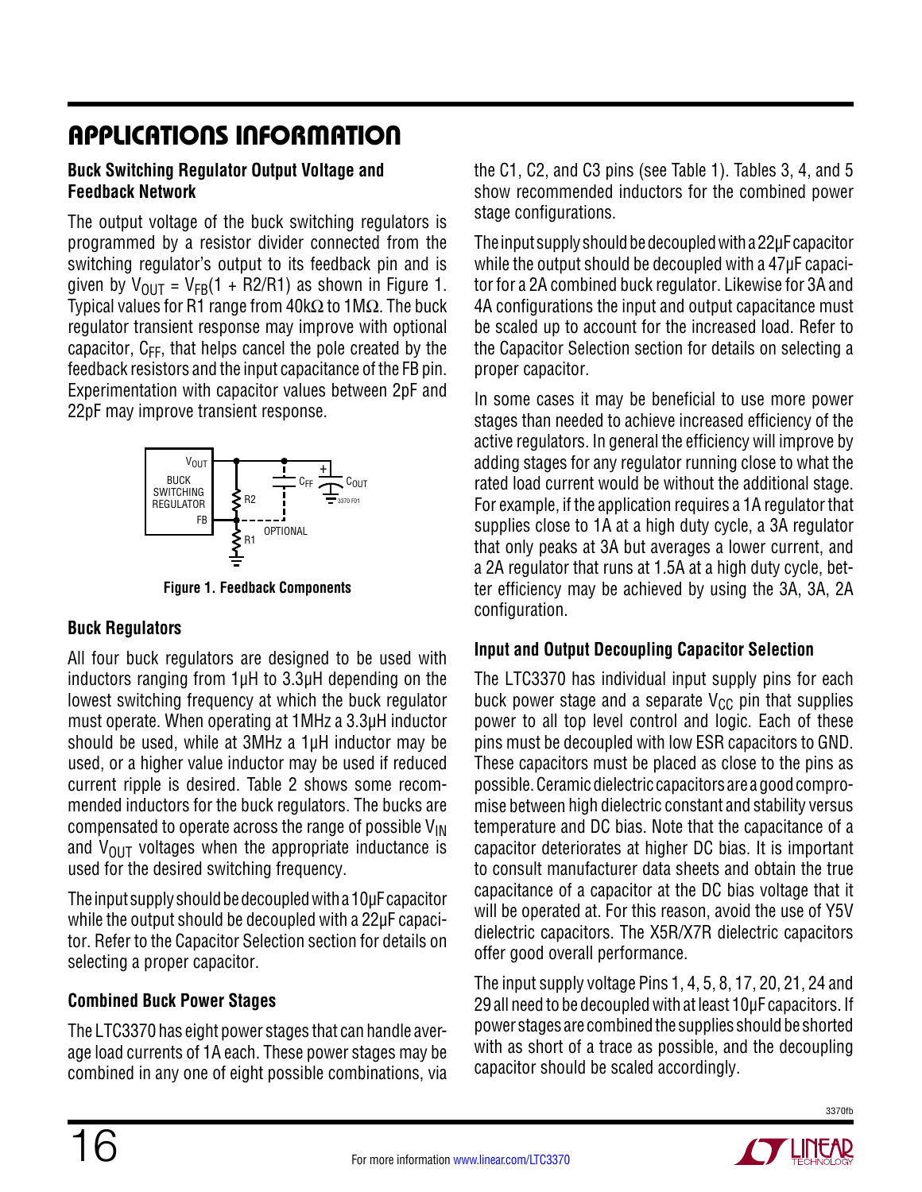# APPLICATIONS INFORMATION

### Buck Switching Regulator Output Voltage and Feedback Network

The output voltage of the buck switching regulators is programmed by a resistor divider connected from the switching regulator's output to its feedback pin and is given by $V_{OUT} = V_{FB}(1 + R2/R1)$ as shown in Figure 1. Typical values for R1 range from 40kΩ to 1MΩ. The buck regulator transient response may improve with optional capacitor, $C_{FF}$, that helps cancel the pole created by the feedback resistors and the input capacitance of the FB pin. Experimentation with capacitor values between 2pF and 22pF may improve transient response.

**Figure 1. Feedback Components**

### Buck Regulators

All four buck regulators are designed to be used with inductors ranging from 1µH to 3.3µH depending on the lowest switching frequency at which the buck regulator must operate. When operating at 1MHz a 3.3µH inductor should be used, while at 3MHz a 1µH inductor may be used, or a higher value inductor may be used if reduced current ripple is desired. Table 2 shows some recommended inductors for the buck regulators. The bucks are compensated to operate across the range of possible $V_{IN}$ and $V_{OUT}$ voltages when the appropriate inductance is used for the desired switching frequency.

The input supply should be decoupled with a 10µF capacitor while the output should be decoupled with a 22µF capacitor. Refer to the Capacitor Selection section for details on selecting a proper capacitor.

### Combined Buck Power Stages

The LTC3370 has eight power stages that can handle average load currents of 1A each. These power stages may be combined in any one of eight possible combinations, via the C1, C2, and C3 pins (see Table 1). Tables 3, 4, and 5 show recommended inductors for the combined power stage configurations.

The input supply should be decoupled with a 22µF capacitor while the output should be decoupled with a 47µF capacitor for a 2A combined buck regulator. Likewise for 3A and 4A configurations the input and output capacitance must be scaled up to account for the increased load. Refer to the Capacitor Selection section for details on selecting a proper capacitor.

In some cases it may be beneficial to use more power stages than needed to achieve increased efficiency of the active regulators. In general the efficiency will improve by adding stages for any regulator running close to what the rated load current would be without the additional stage. For example, if the application requires a 1A regulator that supplies close to 1A at a high duty cycle, a 3A regulator that only peaks at 3A but averages a lower current, and a 2A regulator that runs at 1.5A at a high duty cycle, better efficiency may be achieved by using the 3A, 3A, 2A configuration.

### Input and Output Decoupling Capacitor Selection

The LTC3370 has individual input supply pins for each buck power stage and a separate $V_{CC}$ pin that supplies power to all top level control and logic. Each of these pins must be decoupled with low ESR capacitors to GND. These capacitors must be placed as close to the pins as possible. Ceramic dielectric capacitors are a good compromise between high dielectric constant and stability versus temperature and DC bias. Note that the capacitance of a capacitor deteriorates at higher DC bias. It is important to consult manufacturer data sheets and obtain the true capacitance of a capacitor at the DC bias voltage that it will be operated at. For this reason, avoid the use of Y5V dielectric capacitors. The X5R/X7R dielectric capacitors offer good overall performance.

The input supply voltage Pins 1, 4, 5, 8, 17, 20, 21, 24 and 29 all need to be decoupled with at least 10µF capacitors. If power stages are combined the supplies should be shorted with as short of a trace as possible, and the decoupling capacitor should be scaled accordingly.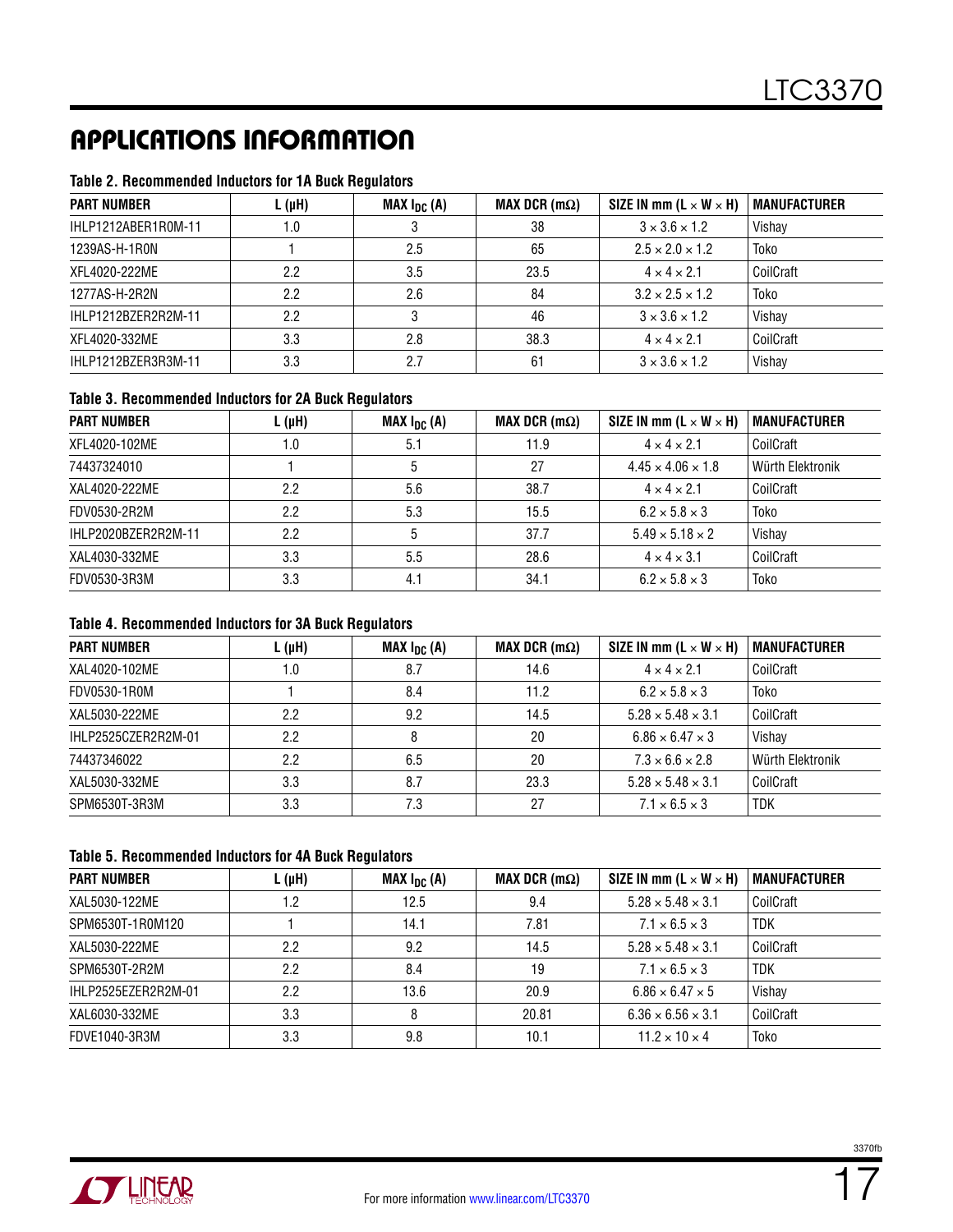## APPLICATIONS INFORMATION

**Table 2. Recommended Inductors for 1A Buck Regulators**

| PART NUMBER | L (µH) | MAX $I_{DC}$ (A) | MAX DCR (mΩ) | SIZE IN mm (L × W × H) | MANUFACTURER |
|---|---|---|---|---|---|
| IHLP1212ABER1R0M-11 | 1.0 | 3 | 38 | 3 × 3.6 × 1.2 | Vishay |
| 1239AS-H-1R0N | 1 | 2.5 | 65 | 2.5 × 2.0 × 1.2 | Toko |
| XFL4020-222ME | 2.2 | 3.5 | 23.5 | 4 × 4 × 2.1 | CoilCraft |
| 1277AS-H-2R2N | 2.2 | 2.6 | 84 | 3.2 × 2.5 × 1.2 | Toko |
| IHLP1212BZER2R2M-11 | 2.2 | 3 | 46 | 3 × 3.6 × 1.2 | Vishay |
| XFL4020-332ME | 3.3 | 2.8 | 38.3 | 4 × 4 × 2.1 | CoilCraft |
| IHLP1212BZER3R3M-11 | 3.3 | 2.7 | 61 | 3 × 3.6 × 1.2 | Vishay |

**Table 3. Recommended Inductors for 2A Buck Regulators**

| PART NUMBER | L (µH) | MAX $I_{DC}$ (A) | MAX DCR (mΩ) | SIZE IN mm (L × W × H) | MANUFACTURER |
|---|---|---|---|---|---|
| XFL4020-102ME | 1.0 | 5.1 | 11.9 | 4 × 4 × 2.1 | CoilCraft |
| 74437324010 | 1 | 5 | 27 | 4.45 × 4.06 × 1.8 | Würth Elektronik |
| XAL4020-222ME | 2.2 | 5.6 | 38.7 | 4 × 4 × 2.1 | CoilCraft |
| FDV0530-2R2M | 2.2 | 5.3 | 15.5 | 6.2 × 5.8 × 3 | Toko |
| IHLP2020BZER2R2M-11 | 2.2 | 5 | 37.7 | 5.49 × 5.18 × 2 | Vishay |
| XAL4030-332ME | 3.3 | 5.5 | 28.6 | 4 × 4 × 3.1 | CoilCraft |
| FDV0530-3R3M | 3.3 | 4.1 | 34.1 | 6.2 × 5.8 × 3 | Toko |

**Table 4. Recommended Inductors for 3A Buck Regulators**

| PART NUMBER | L (µH) | MAX $I_{DC}$ (A) | MAX DCR (mΩ) | SIZE IN mm (L × W × H) | MANUFACTURER |
|---|---|---|---|---|---|
| XAL4020-102ME | 1.0 | 8.7 | 14.6 | 4 × 4 × 2.1 | CoilCraft |
| FDV0530-1R0M | 1 | 8.4 | 11.2 | 6.2 × 5.8 × 3 | Toko |
| XAL5030-222ME | 2.2 | 9.2 | 14.5 | 5.28 × 5.48 × 3.1 | CoilCraft |
| IHLP2525CZER2R2M-01 | 2.2 | 8 | 20 | 6.86 × 6.47 × 3 | Vishay |
| 74437346022 | 2.2 | 6.5 | 20 | 7.3 × 6.6 × 2.8 | Würth Elektronik |
| XAL5030-332ME | 3.3 | 8.7 | 23.3 | 5.28 × 5.48 × 3.1 | CoilCraft |
| SPM6530T-3R3M | 3.3 | 7.3 | 27 | 7.1 × 6.5 × 3 | TDK |

**Table 5. Recommended Inductors for 4A Buck Regulators**

| PART NUMBER | L (µH) | MAX $I_{DC}$ (A) | MAX DCR (mΩ) | SIZE IN mm (L × W × H) | MANUFACTURER |
|---|---|---|---|---|---|
| XAL5030-122ME | 1.2 | 12.5 | 9.4 | 5.28 × 5.48 × 3.1 | CoilCraft |
| SPM6530T-1R0M120 | 1 | 14.1 | 7.81 | 7.1 × 6.5 × 3 | TDK |
| XAL5030-222ME | 2.2 | 9.2 | 14.5 | 5.28 × 5.48 × 3.1 | CoilCraft |
| SPM6530T-2R2M | 2.2 | 8.4 | 19 | 7.1 × 6.5 × 3 | TDK |
| IHLP2525EZER2R2M-01 | 2.2 | 13.6 | 20.9 | 6.86 × 6.47 × 5 | Vishay |
| XAL6030-332ME | 3.3 | 8 | 20.81 | 6.36 × 6.56 × 3.1 | CoilCraft |
| FDVE1040-3R3M | 3.3 | 9.8 | 10.1 | 11.2 × 10 × 4 | Toko |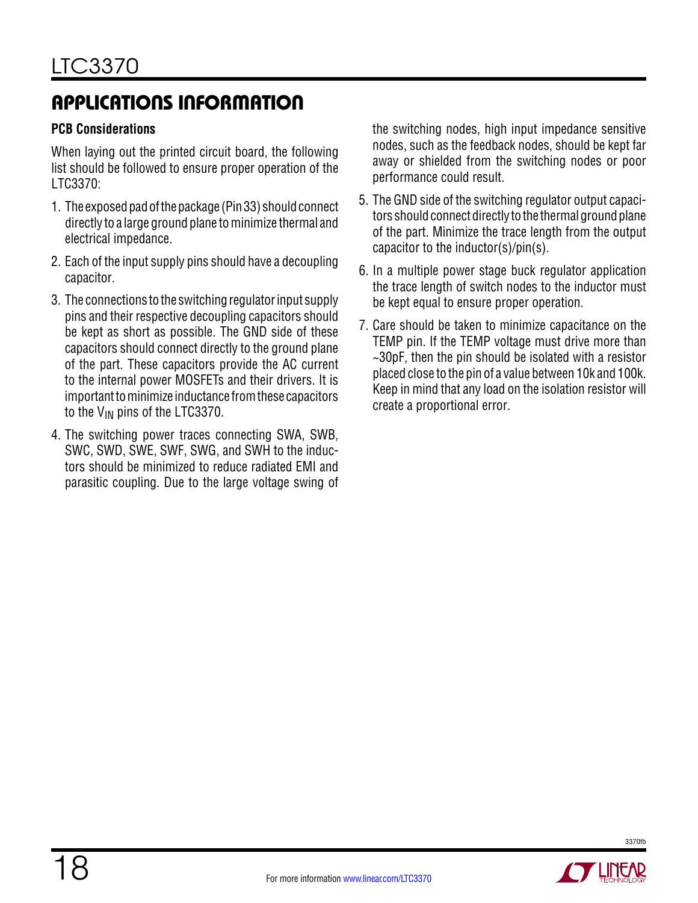## APPLICATIONS INFORMATION

### PCB Considerations

When laying out the printed circuit board, the following list should be followed to ensure proper operation of the LTC3370:

1. The exposed pad of the package (Pin 33) should connect directly to a large ground plane to minimize thermal and electrical impedance.
2. Each of the input supply pins should have a decoupling capacitor.
3. The connections to the switching regulator input supply pins and their respective decoupling capacitors should be kept as short as possible. The GND side of these capacitors should connect directly to the ground plane of the part. These capacitors provide the AC current to the internal power MOSFETs and their drivers. It is important to minimize inductance from these capacitors to the $V_{IN}$ pins of the LTC3370.
4. The switching power traces connecting SWA, SWB, SWC, SWD, SWE, SWF, SWG, and SWH to the inductors should be minimized to reduce radiated EMI and parasitic coupling. Due to the large voltage swing of the switching nodes, high input impedance sensitive nodes, such as the feedback nodes, should be kept far away or shielded from the switching nodes or poor performance could result.
5. The GND side of the switching regulator output capacitors should connect directly to the thermal ground plane of the part. Minimize the trace length from the output capacitor to the inductor(s)/pin(s).
6. In a multiple power stage buck regulator application the trace length of switch nodes to the inductor must be kept equal to ensure proper operation.
7. Care should be taken to minimize capacitance on the TEMP pin. If the TEMP voltage must drive more than ~30pF, then the pin should be isolated with a resistor placed close to the pin of a value between 10k and 100k. Keep in mind that any load on the isolation resistor will create a proportional error.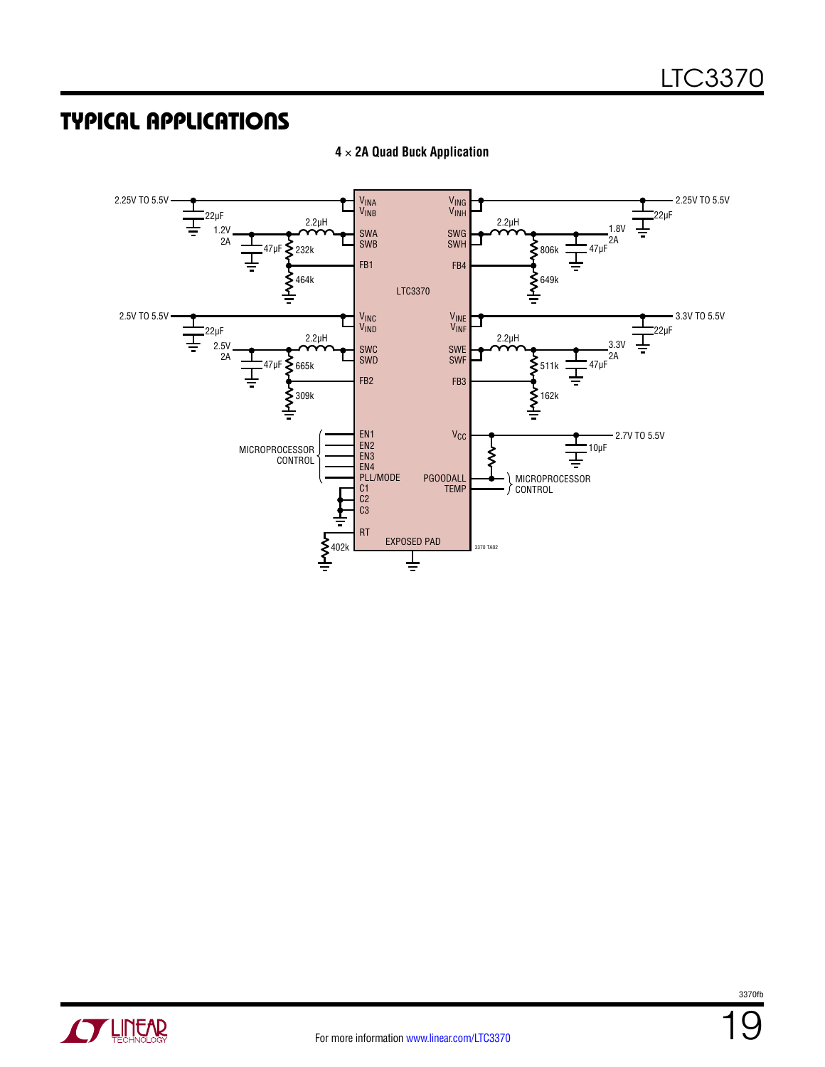## TYPICAL APPLICATIONS

**4 × 2A Quad Buck Application**

2.25V TO 5.5V — 22μF — $V_{INA}$ $V_{INB}$ — 2.2μH — SWA SWB — 1.2V 2A — 47μF — 232k — FB1 — 464k

$V_{ING}$ $V_{INH}$ — 2.25V TO 5.5V — 22μF — SWG SWH — 2.2μH — 1.8V 2A — 806k — 47μF — FB4 — 649k

LTC3370

2.5V TO 5.5V — 22μF — $V_{INC}$ $V_{IND}$ — 2.2μH — SWC SWD — 2.5V 2A — 47μF — 665k — FB2 — 309k

$V_{INE}$ $V_{INF}$ — 3.3V TO 5.5V — 22μF — SWE SWF — 2.2μH — 3.3V 2A — 511k — 47μF — FB3 — 162k

MICROPROCESSOR CONTROL — EN1 EN2 EN3 EN4 PLL/MODE

C1 C2 C3

RT — 402k

EXPOSED PAD

$V_{CC}$ — 2.7V TO 5.5V — 10μF

PGOODALL TEMP — MICROPROCESSOR CONTROL

3370 TA02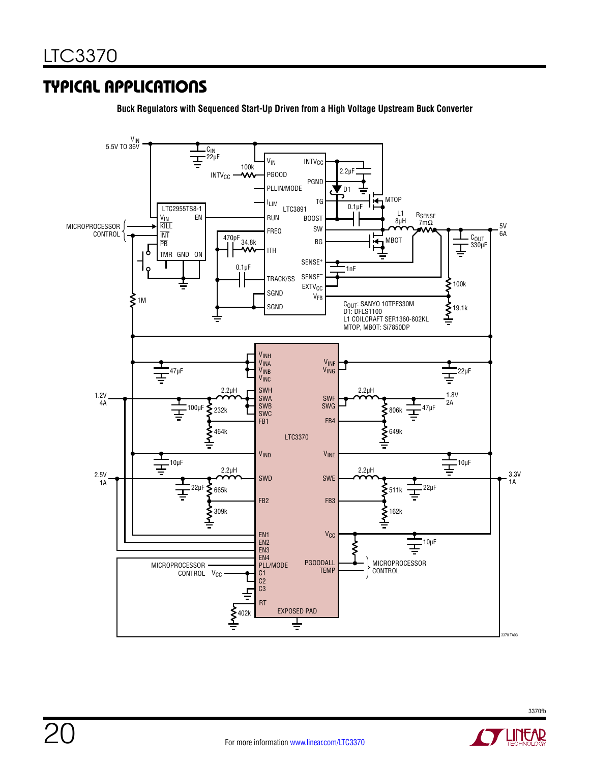## TYPICAL APPLICATIONS

**Buck Regulators with Sequenced Start-Up Driven from a High Voltage Upstream Buck Converter**

$V_{IN}$ 5.5V TO 36V

$C_{IN}$ 22µF

INTVCC 100k

$V_{IN}$ PGOOD PLLIN/MODE $I_{LIM}$ RUN FREQ ITH TRACK/SS SGND SGND

LTC3891

$INTV_{CC}$ PGND TG BOOST SW BG SENSE+ SENSE− $EXTV_{CC}$ $V_{FB}$

2.2µF D1 0.1µF MTOP MBOT L1 8µH $R_{SENSE}$ 7mΩ 1nF

5V 6A

$C_{OUT}$ 330µF

100k 19.1k

LTC2955TS8-1: $V_{IN}$ EN KILL INT PB TMR GND ON

MICROPROCESSOR CONTROL

470pF 34.8k 0.1µF 1M

$C_{OUT}$: SANYO 10TPE330M
D1: DFLS1100
L1 COILCRAFT SER1360-802KL
MTOP, MBOT: Si7850DP

LTC3370

$V_{INH}$ $V_{INA}$ $V_{INB}$ $V_{INC}$ SWH SWA SWB SWC FB1 $V_{IND}$ SWD FB2 EN1 EN2 EN3 EN4 PLL/MODE C1 C2 C3 RT

$V_{INF}$ $V_{ING}$ SWF SWG FB4 $V_{INE}$ SWE FB3 $V_{CC}$ PGOODALL TEMP EXPOSED PAD

47µF 22µF

1.2V 4A: 2.2µH, 100µF, 232k, 464k

1.8V 2A: 2.2µH, 806k, 649k, 47µF

10µF 10µF

2.5V 1A: 2.2µH, 22µF, 665k, 309k

3.3V 1A: 2.2µH, 511k, 162k, 22µF

10µF

MICROPROCESSOR CONTROL $V_{CC}$

402k

MICROPROCESSOR CONTROL

3370 TA03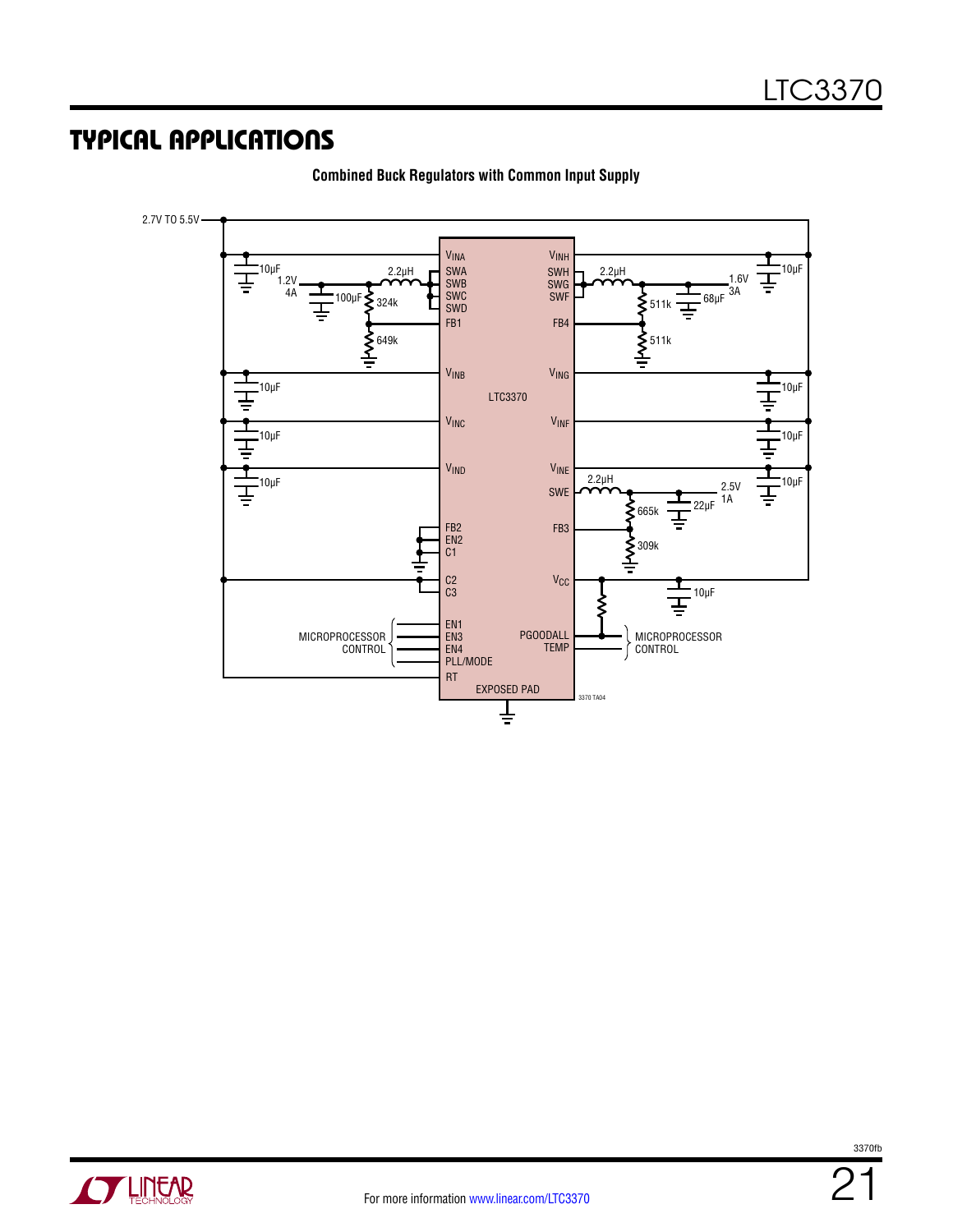## TYPICAL APPLICATIONS

**Combined Buck Regulators with Common Input Supply**

2.7V TO 5.5V

10µF

1.2V
4A

100µF

2.2µH

324k

649k

10µF

10µF

10µF

$V_{INA}$
SWA
SWB
SWC
SWD
FB1

$V_{INB}$

LTC3370

$V_{INC}$

$V_{IND}$

FB2
EN2
C1

C2
C3

MICROPROCESSOR
CONTROL

EN1
EN3
EN4
PLL/MODE
RT

EXPOSED PAD

$V_{INH}$
SWH
SWG
SWF

FB4

$V_{ING}$

$V_{INF}$

$V_{INE}$
SWE

FB3

$V_{CC}$

PGOODALL
TEMP

2.2µH

511k

511k

68µF

1.6V
3A

10µF

10µF

10µF

2.2µH

665k

309k

22µF

2.5V
1A

10µF

10µF

MICROPROCESSOR
CONTROL

3370 TA04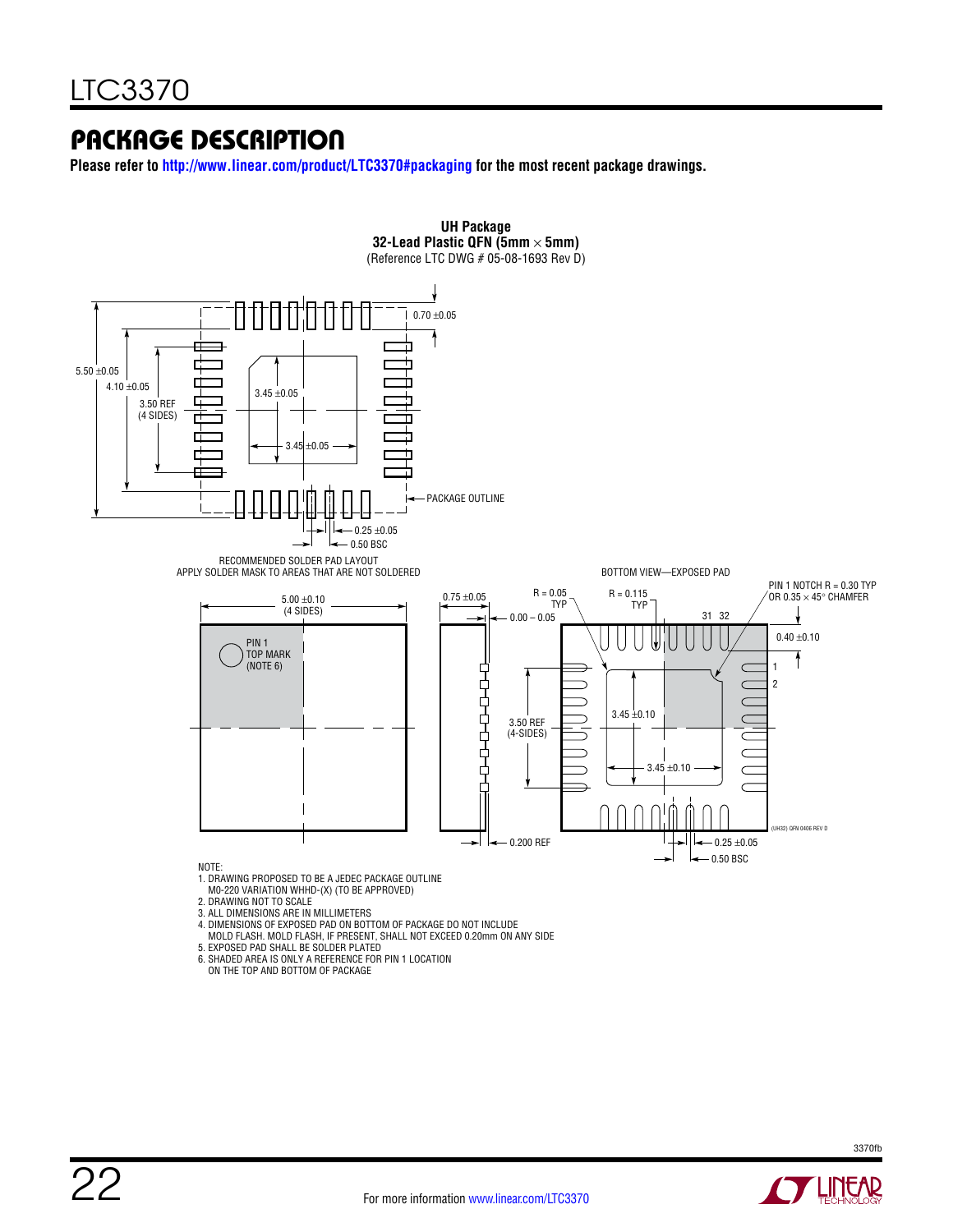## PACKAGE DESCRIPTION

**Please refer to http://www.linear.com/product/LTC3370#packaging for the most recent package drawings.**

**UH Package**
**32-Lead Plastic QFN (5mm × 5mm)**
(Reference LTC DWG # 05-08-1693 Rev D)

0.70 ±0.05

5.50 ±0.05

4.10 ±0.05

3.50 REF
(4 SIDES)

3.45 ±0.05

3.45 ±0.05

PACKAGE OUTLINE

0.25 ±0.05

0.50 BSC

RECOMMENDED SOLDER PAD LAYOUT
APPLY SOLDER MASK TO AREAS THAT ARE NOT SOLDERED

BOTTOM VIEW—EXPOSED PAD

5.00 ±0.10
(4 SIDES)

PIN 1
TOP MARK
(NOTE 6)

0.75 ±0.05

0.00 – 0.05

R = 0.05
TYP

R = 0.115
TYP

PIN 1 NOTCH R = 0.30 TYP
OR 0.35 × 45° CHAMFER

31 32

0.40 ±0.10

1

2

3.50 REF
(4-SIDES)

3.45 ±0.10

3.45 ±0.10

0.200 REF

0.25 ±0.05

0.50 BSC

(UH32) QFN 0406 REV D

NOTE:
1. DRAWING PROPOSED TO BE A JEDEC PACKAGE OUTLINE
M0-220 VARIATION WHHD-(X) (TO BE APPROVED)
2. DRAWING NOT TO SCALE
3. ALL DIMENSIONS ARE IN MILLIMETERS
4. DIMENSIONS OF EXPOSED PAD ON BOTTOM OF PACKAGE DO NOT INCLUDE
MOLD FLASH. MOLD FLASH, IF PRESENT, SHALL NOT EXCEED 0.20mm ON ANY SIDE
5. EXPOSED PAD SHALL BE SOLDER PLATED
6. SHADED AREA IS ONLY A REFERENCE FOR PIN 1 LOCATION
ON THE TOP AND BOTTOM OF PACKAGE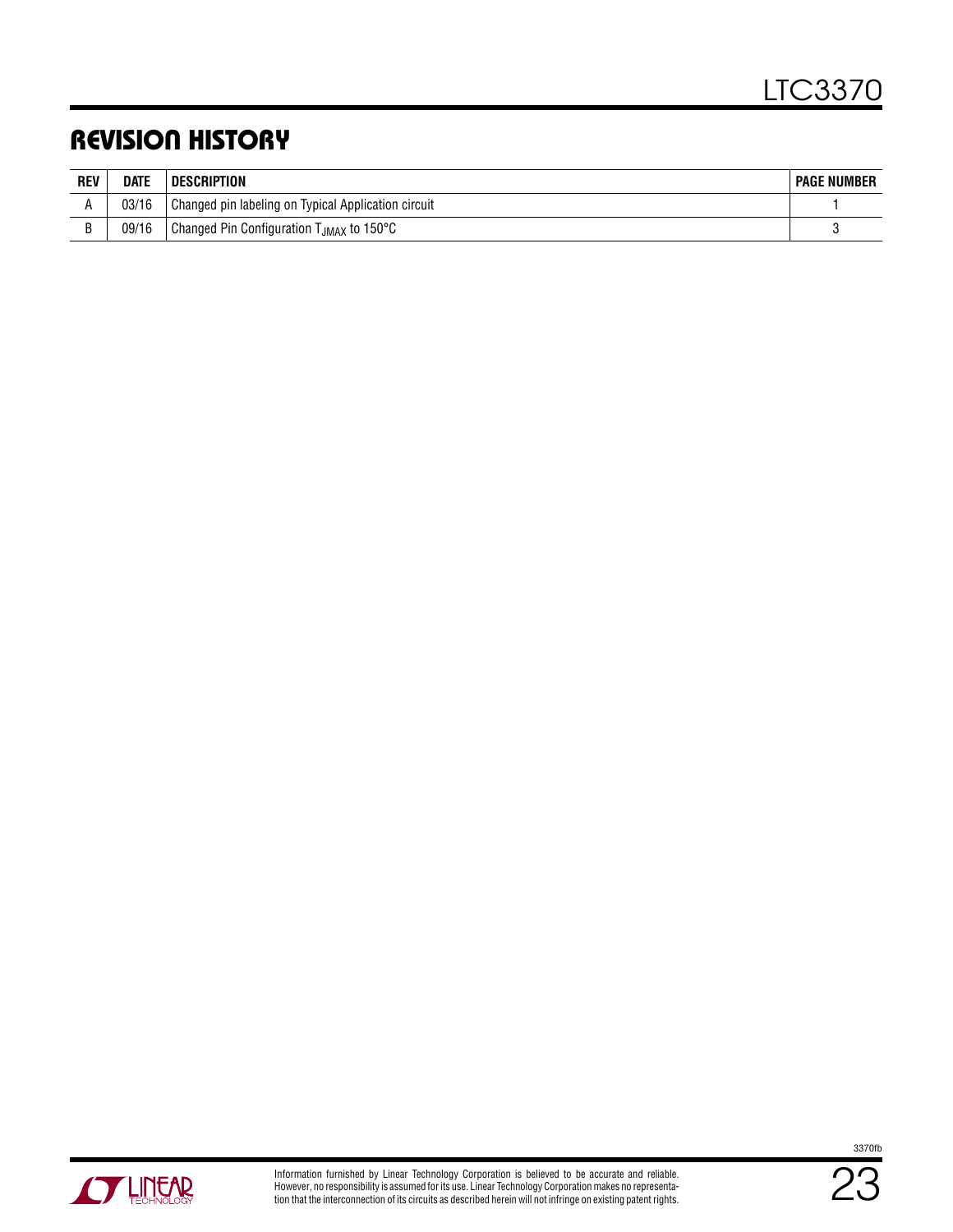# REVISION HISTORY

| REV | DATE | DESCRIPTION | PAGE NUMBER |
|---|---|---|---|
| A | 03/16 | Changed pin labeling on Typical Application circuit | 1 |
| B | 09/16 | Changed Pin Configuration $T_{JMAX}$ to 150°C | 3 |

Information furnished by Linear Technology Corporation is believed to be accurate and reliable. However, no responsibility is assumed for its use. Linear Technology Corporation makes no representation that the interconnection of its circuits as described herein will not infringe on existing patent rights.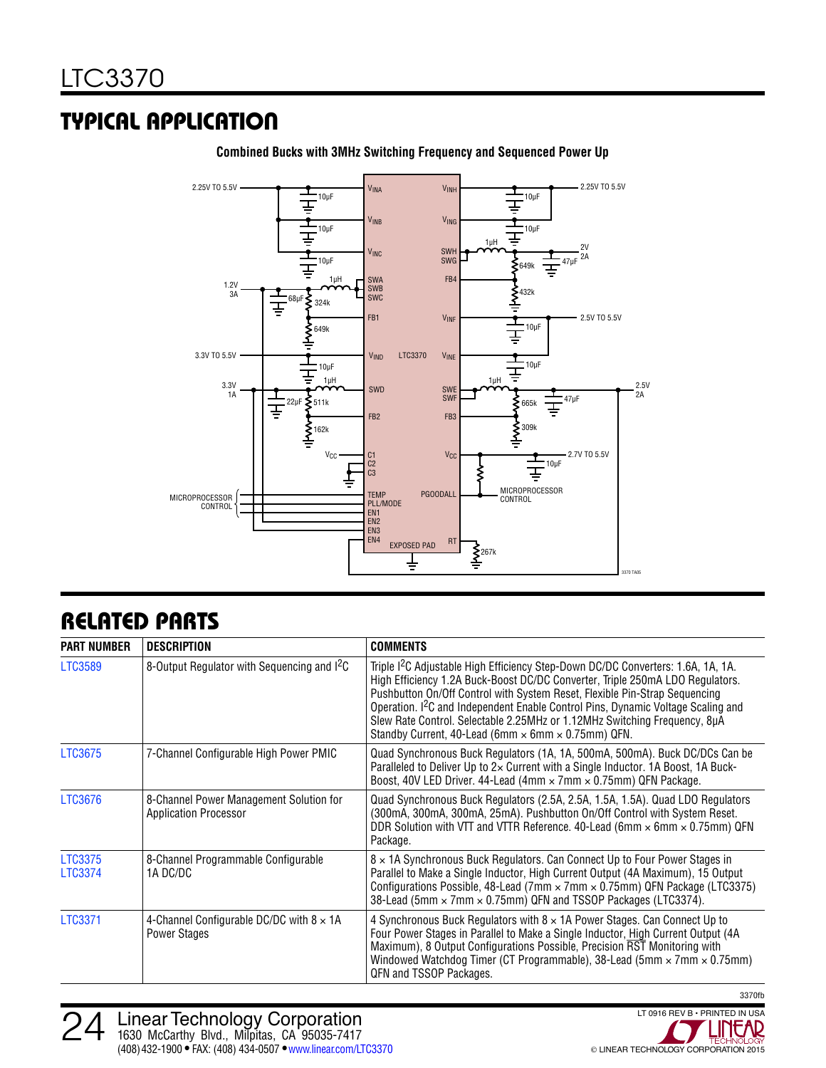## TYPICAL APPLICATION

**Combined Bucks with 3MHz Switching Frequency and Sequenced Power Up**

2.25V TO 5.5V
10µF
10µF
10µF
$V_{INA}$
$V_{INB}$
$V_{INC}$
$V_{INH}$
$V_{ING}$
2.25V TO 5.5V
10µF
10µF
1µH
SWH
SWG
2V
2A
649k
47µF
FB4
432k
1.2V
3A
68µF
324k
1µH
SWA
SWB
SWC
FB1
649k
$V_{INF}$
2.5V TO 5.5V
10µF
3.3V TO 5.5V
10µF
$V_{IND}$
LTC3370
$V_{INE}$
10µF
3.3V
1A
22µF
511k
1µH
SWD
FB2
162k
SWE
SWF
1µH
665k
47µF
2.5V
2A
FB3
309k
$V_{CC}$
C1
C2
C3
$V_{CC}$
2.7V TO 5.5V
10µF
MICROPROCESSOR CONTROL
TEMP
PLL/MODE
EN1
EN2
EN3
EN4
PGOODALL
MICROPROCESSOR CONTROL
EXPOSED PAD
RT
267k
3370 TA05

## RELATED PARTS

| PART NUMBER | DESCRIPTION | COMMENTS |
|---|---|---|
| LTC3589 | 8-Output Regulator with Sequencing and I²C | Triple I²C Adjustable High Efficiency Step-Down DC/DC Converters: 1.6A, 1A, 1A. High Efficiency 1.2A Buck-Boost DC/DC Converter, Triple 250mA LDO Regulators. Pushbutton On/Off Control with System Reset, Flexible Pin-Strap Sequencing Operation. I²C and Independent Enable Control Pins, Dynamic Voltage Scaling and Slew Rate Control. Selectable 2.25MHz or 1.12MHz Switching Frequency, 8µA Standby Current, 40-Lead (6mm × 6mm × 0.75mm) QFN. |
| LTC3675 | 7-Channel Configurable High Power PMIC | Quad Synchronous Buck Regulators (1A, 1A, 500mA, 500mA). Buck DC/DCs Can be Paralleled to Deliver Up to 2× Current with a Single Inductor. 1A Boost, 1A Buck-Boost, 40V LED Driver. 44-Lead (4mm × 7mm × 0.75mm) QFN Package. |
| LTC3676 | 8-Channel Power Management Solution for Application Processor | Quad Synchronous Buck Regulators (2.5A, 2.5A, 1.5A, 1.5A). Quad LDO Regulators (300mA, 300mA, 300mA, 25mA). Pushbutton On/Off Control with System Reset. DDR Solution with VTT and VTTR Reference. 40-Lead (6mm × 6mm × 0.75mm) QFN Package. |
| LTC3375<br>LTC3374 | 8-Channel Programmable Configurable 1A DC/DC | 8 × 1A Synchronous Buck Regulators. Can Connect Up to Four Power Stages in Parallel to Make a Single Inductor, High Current Output (4A Maximum), 15 Output Configurations Possible, 48-Lead (7mm × 7mm × 0.75mm) QFN Package (LTC3375) 38-Lead (5mm × 7mm × 0.75mm) QFN and TSSOP Packages (LTC3374). |
| LTC3371 | 4-Channel Configurable DC/DC with 8 × 1A Power Stages | 4 Synchronous Buck Regulators with 8 × 1A Power Stages. Can Connect Up to Four Power Stages in Parallel to Make a Single Inductor, High Current Output (4A Maximum), 8 Output Configurations Possible, Precision RST Monitoring with Windowed Watchdog Timer (CT Programmable), 38-Lead (5mm × 7mm × 0.75mm) QFN and TSSOP Packages. |

Linear Technology Corporation
1630 McCarthy Blvd., Milpitas, CA 95035-7417
(408) 432-1900 ● FAX: (408) 434-0507 ● www.linear.com/LTC3370

3370fb
LT 0916 REV B • PRINTED IN USA
© LINEAR TECHNOLOGY CORPORATION 2015